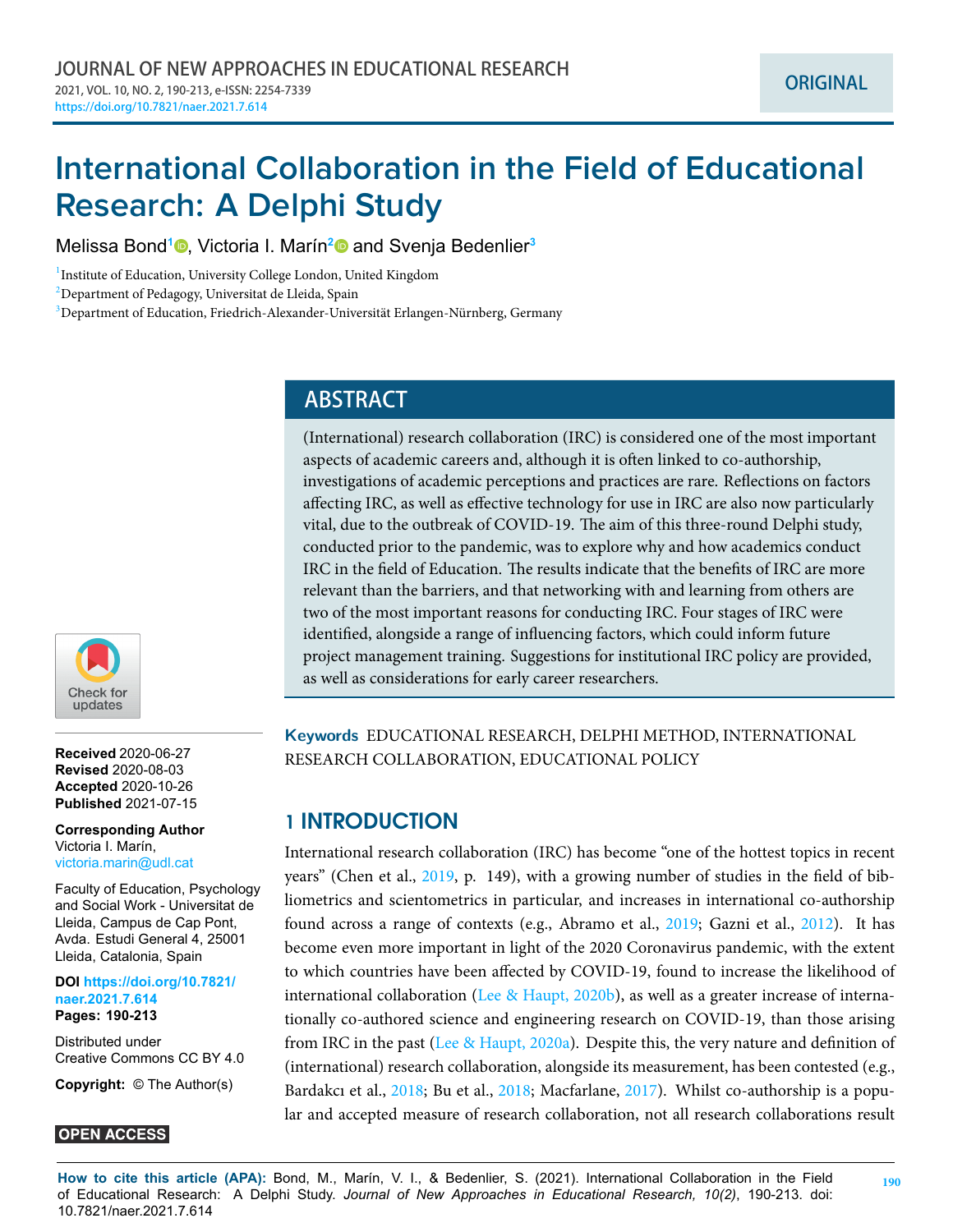ORIGINAL

# International Collaboration in the Field of Educational Research: A Delphi Study

Melissa Bond[1], Victoria I. Marín[2] and Svenja Bedenlier[3]

[1]Institute of Education, University College London, United Kingdom
[2]Department of Pedagogy, Universitat de Lleida, Spain
[3]Department of Education, Friedrich-Alexander-Universität Erlangen-Nürnberg, Germany

## ABSTRACT

(International) research collaboration (IRC) is considered one of the most important aspects of academic careers and, although it is often linked to co-authorship, investigations of academic perceptions and practices are rare. Reflections on factors affecting IRC, as well as effective technology for use in IRC are also now particularly vital, due to the outbreak of COVID-19. The aim of this three-round Delphi study, conducted prior to the pandemic, was to explore why and how academics conduct IRC in the field of Education. The results indicate that the benefits of IRC are more relevant than the barriers, and that networking with and learning from others are two of the most important reasons for conducting IRC. Four stages of IRC were identified, alongside a range of influencing factors, which could inform future project management training. Suggestions for institutional IRC policy are provided, as well as considerations for early career researchers.

**Keywords** EDUCATIONAL RESEARCH, DELPHI METHOD, INTERNATIONAL RESEARCH COLLABORATION, EDUCATIONAL POLICY

**Received** 2020-06-27
**Revised** 2020-08-03
**Accepted** 2020-10-26
**Published** 2021-07-15

**Corresponding Author**
Victoria I. Marín,
victoria.marin@udl.cat

Faculty of Education, Psychology and Social Work - Universitat de Lleida, Campus de Cap Pont, Avda. Estudi General 4, 25001 Lleida, Catalonia, Spain

**DOI** https://doi.org/10.7821/naer.2021.7.614
**Pages: 190-213**

Distributed under Creative Commons CC BY 4.0

**Copyright:** © The Author(s)

**OPEN ACCESS**

## 1 INTRODUCTION

International research collaboration (IRC) has become "one of the hottest topics in recent years" (Chen et al., 2019, p. 149), with a growing number of studies in the field of bibliometrics and scientometrics in particular, and increases in international co-authorship found across a range of contexts (e.g., Abramo et al., 2019; Gazni et al., 2012). It has become even more important in light of the 2020 Coronavirus pandemic, with the extent to which countries have been affected by COVID-19, found to increase the likelihood of international collaboration (Lee & Haupt, 2020b), as well as a greater increase of internationally co-authored science and engineering research on COVID-19, than those arising from IRC in the past (Lee & Haupt, 2020a). Despite this, the very nature and definition of (international) research collaboration, alongside its measurement, has been contested (e.g., Bardakcı et al., 2018; Bu et al., 2018; Macfarlane, 2017). Whilst co-authorship is a popular and accepted measure of research collaboration, not all research collaborations result

**How to cite this article (APA):** Bond, M., Marín, V. I., & Bedenlier, S. (2021). International Collaboration in the Field of Educational Research: A Delphi Study. *Journal of New Approaches in Educational Research, 10(2)*, 190-213. doi: 10.7821/naer.2021.7.614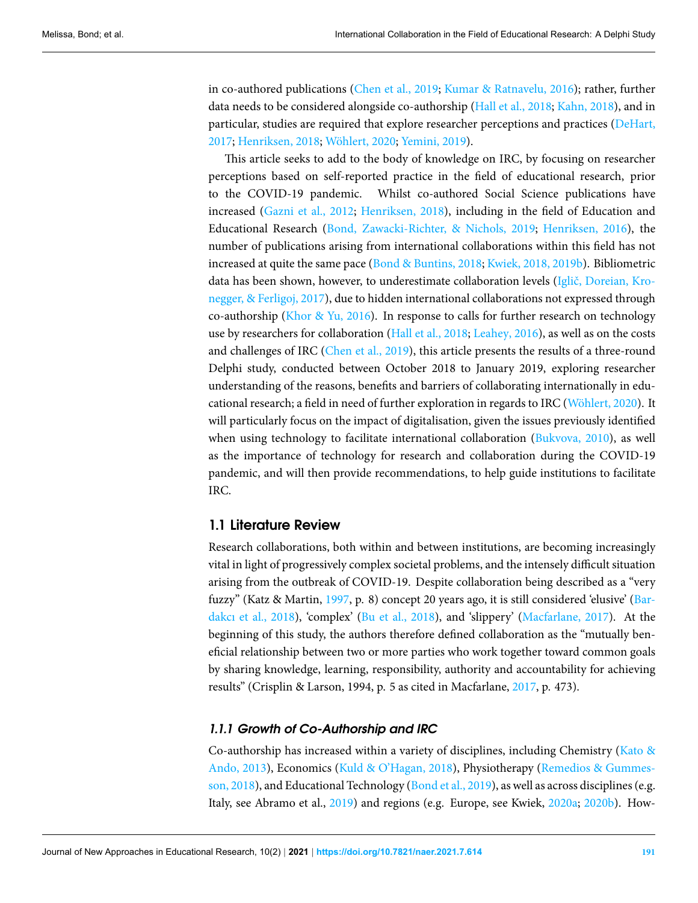in co-authored publications (Chen et al., 2019; Kumar & Ratnavelu, 2016); rather, further data needs to be considered alongside co-authorship (Hall et al., 2018; Kahn, 2018), and in particular, studies are required that explore researcher perceptions and practices (DeHart, 2017; Henriksen, 2018; Wöhlert, 2020; Yemini, 2019).

This article seeks to add to the body of knowledge on IRC, by focusing on researcher perceptions based on self-reported practice in the field of educational research, prior to the COVID-19 pandemic. Whilst co-authored Social Science publications have increased (Gazni et al., 2012; Henriksen, 2018), including in the field of Education and Educational Research (Bond, Zawacki-Richter, & Nichols, 2019; Henriksen, 2016), the number of publications arising from international collaborations within this field has not increased at quite the same pace (Bond & Buntins, 2018; Kwiek, 2018, 2019b). Bibliometric data has been shown, however, to underestimate collaboration levels (Iglič, Doreian, Kronegger, & Ferligoj, 2017), due to hidden international collaborations not expressed through co-authorship (Khor & Yu, 2016). In response to calls for further research on technology use by researchers for collaboration (Hall et al., 2018; Leahey, 2016), as well as on the costs and challenges of IRC (Chen et al., 2019), this article presents the results of a three-round Delphi study, conducted between October 2018 to January 2019, exploring researcher understanding of the reasons, benefits and barriers of collaborating internationally in educational research; a field in need of further exploration in regards to IRC (Wöhlert, 2020). It will particularly focus on the impact of digitalisation, given the issues previously identified when using technology to facilitate international collaboration (Bukvova, 2010), as well as the importance of technology for research and collaboration during the COVID-19 pandemic, and will then provide recommendations, to help guide institutions to facilitate IRC.

### 1.1 Literature Review

Research collaborations, both within and between institutions, are becoming increasingly vital in light of progressively complex societal problems, and the intensely difficult situation arising from the outbreak of COVID-19. Despite collaboration being described as a "very fuzzy" (Katz & Martin, 1997, p. 8) concept 20 years ago, it is still considered 'elusive' (Bardakcı et al., 2018), 'complex' (Bu et al., 2018), and 'slippery' (Macfarlane, 2017). At the beginning of this study, the authors therefore defined collaboration as the "mutually beneficial relationship between two or more parties who work together toward common goals by sharing knowledge, learning, responsibility, authority and accountability for achieving results" (Crisplin & Larson, 1994, p. 5 as cited in Macfarlane, 2017, p. 473).

#### *1.1.1 Growth of Co-Authorship and IRC*

Co-authorship has increased within a variety of disciplines, including Chemistry (Kato & Ando, 2013), Economics (Kuld & O'Hagan, 2018), Physiotherapy (Remedios & Gummesson, 2018), and Educational Technology (Bond et al., 2019), as well as across disciplines (e.g. Italy, see Abramo et al., 2019) and regions (e.g. Europe, see Kwiek, 2020a; 2020b). How-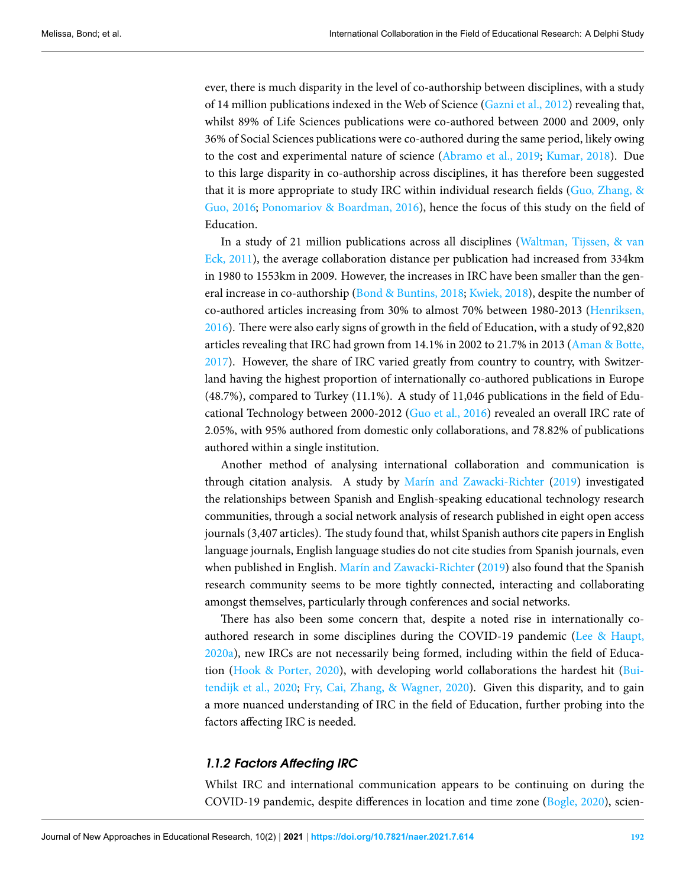ever, there is much disparity in the level of co-authorship between disciplines, with a study of 14 million publications indexed in the Web of Science (Gazni et al., 2012) revealing that, whilst 89% of Life Sciences publications were co-authored between 2000 and 2009, only 36% of Social Sciences publications were co-authored during the same period, likely owing to the cost and experimental nature of science (Abramo et al., 2019; Kumar, 2018). Due to this large disparity in co-authorship across disciplines, it has therefore been suggested that it is more appropriate to study IRC within individual research fields (Guo, Zhang, & Guo, 2016; Ponomariov & Boardman, 2016), hence the focus of this study on the field of Education.

In a study of 21 million publications across all disciplines (Waltman, Tijssen, & van Eck, 2011), the average collaboration distance per publication had increased from 334km in 1980 to 1553km in 2009. However, the increases in IRC have been smaller than the general increase in co-authorship (Bond & Buntins, 2018; Kwiek, 2018), despite the number of co-authored articles increasing from 30% to almost 70% between 1980-2013 (Henriksen, 2016). There were also early signs of growth in the field of Education, with a study of 92,820 articles revealing that IRC had grown from 14.1% in 2002 to 21.7% in 2013 (Aman & Botte, 2017). However, the share of IRC varied greatly from country to country, with Switzerland having the highest proportion of internationally co-authored publications in Europe (48.7%), compared to Turkey (11.1%). A study of 11,046 publications in the field of Educational Technology between 2000-2012 (Guo et al., 2016) revealed an overall IRC rate of 2.05%, with 95% authored from domestic only collaborations, and 78.82% of publications authored within a single institution.

Another method of analysing international collaboration and communication is through citation analysis. A study by Marín and Zawacki-Richter (2019) investigated the relationships between Spanish and English-speaking educational technology research communities, through a social network analysis of research published in eight open access journals (3,407 articles). The study found that, whilst Spanish authors cite papers in English language journals, English language studies do not cite studies from Spanish journals, even when published in English. Marín and Zawacki-Richter (2019) also found that the Spanish research community seems to be more tightly connected, interacting and collaborating amongst themselves, particularly through conferences and social networks.

There has also been some concern that, despite a noted rise in internationally co-authored research in some disciplines during the COVID-19 pandemic (Lee & Haupt, 2020a), new IRCs are not necessarily being formed, including within the field of Education (Hook & Porter, 2020), with developing world collaborations the hardest hit (Buitendijk et al., 2020; Fry, Cai, Zhang, & Wagner, 2020). Given this disparity, and to gain a more nuanced understanding of IRC in the field of Education, further probing into the factors affecting IRC is needed.

### 1.1.2 Factors Affecting IRC

Whilst IRC and international communication appears to be continuing on during the COVID-19 pandemic, despite differences in location and time zone (Bogle, 2020), scien-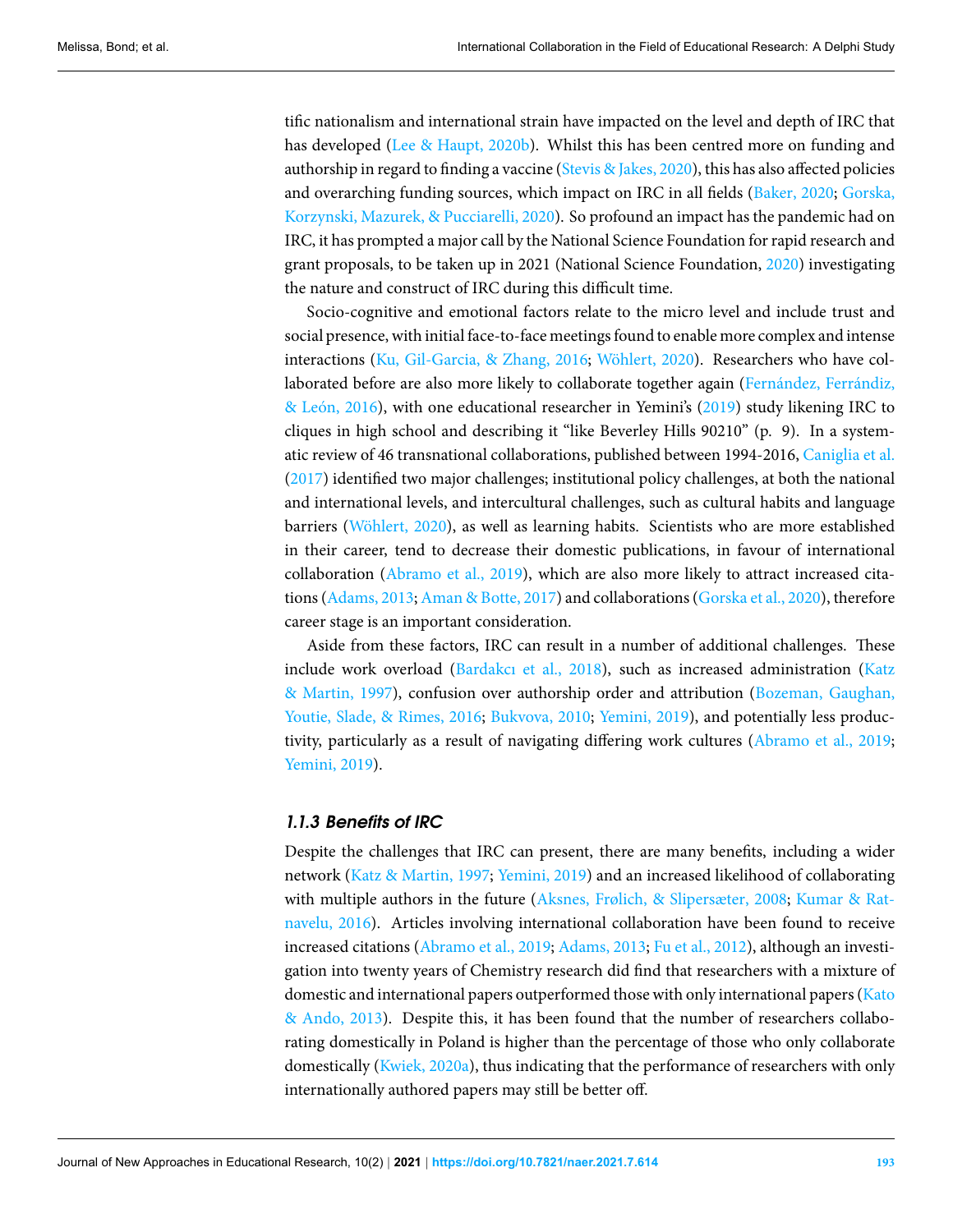tific nationalism and international strain have impacted on the level and depth of IRC that has developed (Lee & Haupt, 2020b). Whilst this has been centred more on funding and authorship in regard to finding a vaccine (Stevis & Jakes, 2020), this has also affected policies and overarching funding sources, which impact on IRC in all fields (Baker, 2020; Gorska, Korzynski, Mazurek, & Pucciarelli, 2020). So profound an impact has the pandemic had on IRC, it has prompted a major call by the National Science Foundation for rapid research and grant proposals, to be taken up in 2021 (National Science Foundation, 2020) investigating the nature and construct of IRC during this difficult time.

Socio-cognitive and emotional factors relate to the micro level and include trust and social presence, with initial face-to-face meetings found to enable more complex and intense interactions (Ku, Gil-Garcia, & Zhang, 2016; Wöhlert, 2020). Researchers who have collaborated before are also more likely to collaborate together again (Fernández, Ferrándiz, & León, 2016), with one educational researcher in Yemini's (2019) study likening IRC to cliques in high school and describing it "like Beverley Hills 90210" (p. 9). In a systematic review of 46 transnational collaborations, published between 1994-2016, Caniglia et al. (2017) identified two major challenges; institutional policy challenges, at both the national and international levels, and intercultural challenges, such as cultural habits and language barriers (Wöhlert, 2020), as well as learning habits. Scientists who are more established in their career, tend to decrease their domestic publications, in favour of international collaboration (Abramo et al., 2019), which are also more likely to attract increased citations (Adams, 2013; Aman & Botte, 2017) and collaborations (Gorska et al., 2020), therefore career stage is an important consideration.

Aside from these factors, IRC can result in a number of additional challenges. These include work overload (Bardakcı et al., 2018), such as increased administration (Katz & Martin, 1997), confusion over authorship order and attribution (Bozeman, Gaughan, Youtie, Slade, & Rimes, 2016; Bukvova, 2010; Yemini, 2019), and potentially less productivity, particularly as a result of navigating differing work cultures (Abramo et al., 2019; Yemini, 2019).

### 1.1.3 Benefits of IRC

Despite the challenges that IRC can present, there are many benefits, including a wider network (Katz & Martin, 1997; Yemini, 2019) and an increased likelihood of collaborating with multiple authors in the future (Aksnes, Frølich, & Slipersæter, 2008; Kumar & Ratnavelu, 2016). Articles involving international collaboration have been found to receive increased citations (Abramo et al., 2019; Adams, 2013; Fu et al., 2012), although an investigation into twenty years of Chemistry research did find that researchers with a mixture of domestic and international papers outperformed those with only international papers (Kato & Ando, 2013). Despite this, it has been found that the number of researchers collaborating domestically in Poland is higher than the percentage of those who only collaborate domestically (Kwiek, 2020a), thus indicating that the performance of researchers with only internationally authored papers may still be better off.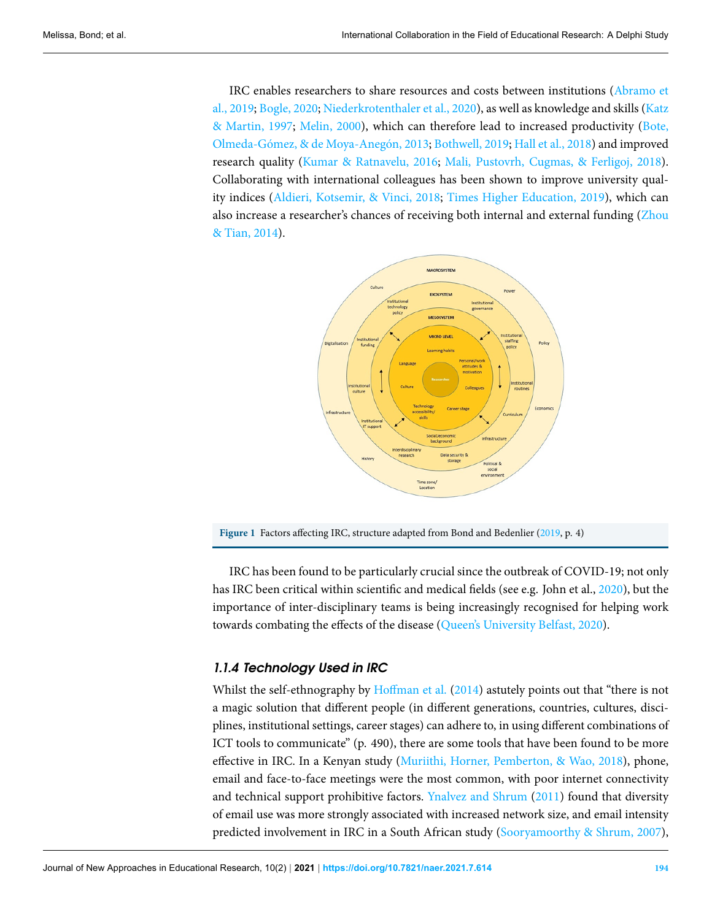IRC enables researchers to share resources and costs between institutions (Abramo et al., 2019; Bogle, 2020; Niederkrotenthaler et al., 2020), as well as knowledge and skills (Katz & Martin, 1997; Melin, 2000), which can therefore lead to increased productivity (Bote, Olmeda-Gómez, & de Moya-Anegón, 2013; Bothwell, 2019; Hall et al., 2018) and improved research quality (Kumar & Ratnavelu, 2016; Mali, Pustovrh, Cugmas, & Ferligoj, 2018). Collaborating with international colleagues has been shown to improve university quality indices (Aldieri, Kotsemir, & Vinci, 2018; Times Higher Education, 2019), which can also increase a researcher's chances of receiving both internal and external funding (Zhou & Tian, 2014).

**Figure 1** Factors affecting IRC, structure adapted from Bond and Bedenlier (2019, p. 4)

IRC has been found to be particularly crucial since the outbreak of COVID-19; not only has IRC been critical within scientific and medical fields (see e.g. John et al., 2020), but the importance of inter-disciplinary teams is being increasingly recognised for helping work towards combating the effects of the disease (Queen's University Belfast, 2020).

#### *1.1.4 Technology Used in IRC*

Whilst the self-ethnography by Hoffman et al. (2014) astutely points out that "there is not a magic solution that different people (in different generations, countries, cultures, disciplines, institutional settings, career stages) can adhere to, in using different combinations of ICT tools to communicate" (p. 490), there are some tools that have been found to be more effective in IRC. In a Kenyan study (Muriithi, Horner, Pemberton, & Wao, 2018), phone, email and face-to-face meetings were the most common, with poor internet connectivity and technical support prohibitive factors. Ynalvez and Shrum (2011) found that diversity of email use was more strongly associated with increased network size, and email intensity predicted involvement in IRC in a South African study (Sooryamoorthy & Shrum, 2007),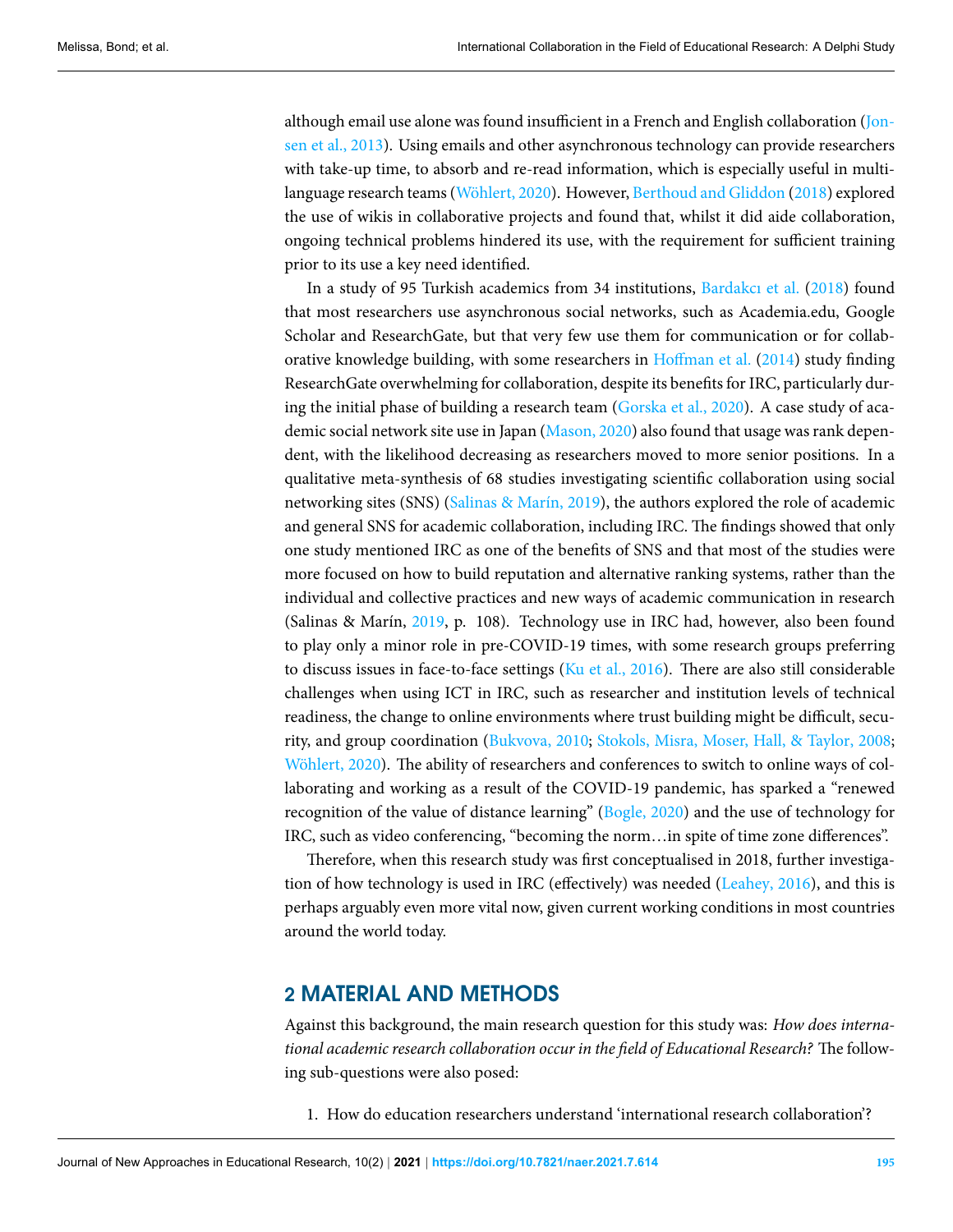although email use alone was found insufficient in a French and English collaboration (Jonsen et al., 2013). Using emails and other asynchronous technology can provide researchers with take-up time, to absorb and re-read information, which is especially useful in multi-language research teams (Wöhlert, 2020). However, Berthoud and Gliddon (2018) explored the use of wikis in collaborative projects and found that, whilst it did aide collaboration, ongoing technical problems hindered its use, with the requirement for sufficient training prior to its use a key need identified.

In a study of 95 Turkish academics from 34 institutions, Bardakcı et al. (2018) found that most researchers use asynchronous social networks, such as Academia.edu, Google Scholar and ResearchGate, but that very few use them for communication or for collaborative knowledge building, with some researchers in Hoffman et al. (2014) study finding ResearchGate overwhelming for collaboration, despite its benefits for IRC, particularly during the initial phase of building a research team (Gorska et al., 2020). A case study of academic social network site use in Japan (Mason, 2020) also found that usage was rank dependent, with the likelihood decreasing as researchers moved to more senior positions. In a qualitative meta-synthesis of 68 studies investigating scientific collaboration using social networking sites (SNS) (Salinas & Marín, 2019), the authors explored the role of academic and general SNS for academic collaboration, including IRC. The findings showed that only one study mentioned IRC as one of the benefits of SNS and that most of the studies were more focused on how to build reputation and alternative ranking systems, rather than the individual and collective practices and new ways of academic communication in research (Salinas & Marín, 2019, p. 108). Technology use in IRC had, however, also been found to play only a minor role in pre-COVID-19 times, with some research groups preferring to discuss issues in face-to-face settings (Ku et al., 2016). There are also still considerable challenges when using ICT in IRC, such as researcher and institution levels of technical readiness, the change to online environments where trust building might be difficult, security, and group coordination (Bukvova, 2010; Stokols, Misra, Moser, Hall, & Taylor, 2008; Wöhlert, 2020). The ability of researchers and conferences to switch to online ways of collaborating and working as a result of the COVID-19 pandemic, has sparked a "renewed recognition of the value of distance learning" (Bogle, 2020) and the use of technology for IRC, such as video conferencing, "becoming the norm…in spite of time zone differences".

Therefore, when this research study was first conceptualised in 2018, further investigation of how technology is used in IRC (effectively) was needed (Leahey, 2016), and this is perhaps arguably even more vital now, given current working conditions in most countries around the world today.

## 2 MATERIAL AND METHODS

Against this background, the main research question for this study was: *How does international academic research collaboration occur in the field of Educational Research?* The following sub-questions were also posed:

1. How do education researchers understand 'international research collaboration'?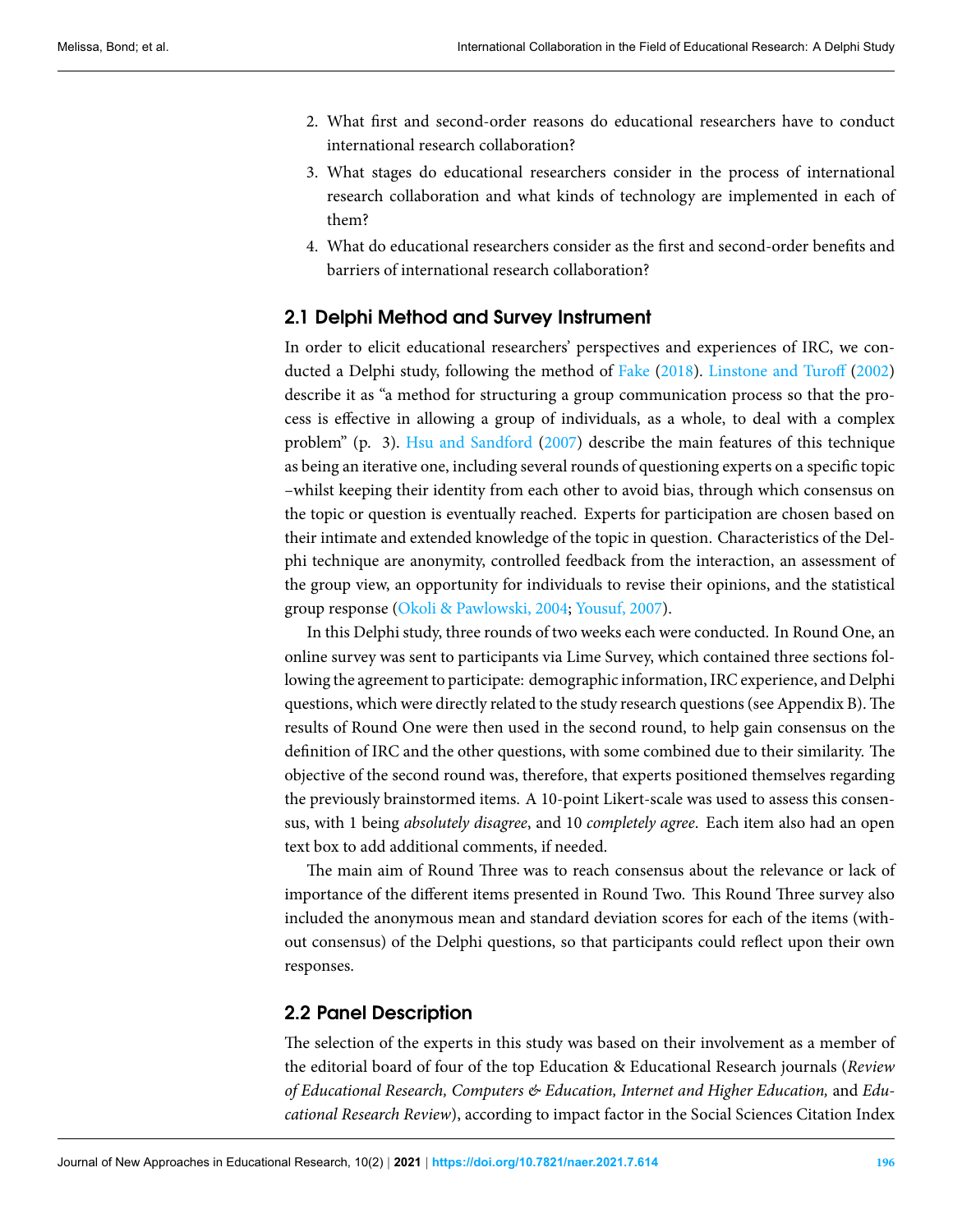2. What first and second-order reasons do educational researchers have to conduct international research collaboration?
3. What stages do educational researchers consider in the process of international research collaboration and what kinds of technology are implemented in each of them?
4. What do educational researchers consider as the first and second-order benefits and barriers of international research collaboration?

## 2.1 Delphi Method and Survey Instrument

In order to elicit educational researchers' perspectives and experiences of IRC, we conducted a Delphi study, following the method of Fake (2018). Linstone and Turoff (2002) describe it as "a method for structuring a group communication process so that the process is effective in allowing a group of individuals, as a whole, to deal with a complex problem" (p. 3). Hsu and Sandford (2007) describe the main features of this technique as being an iterative one, including several rounds of questioning experts on a specific topic –whilst keeping their identity from each other to avoid bias, through which consensus on the topic or question is eventually reached. Experts for participation are chosen based on their intimate and extended knowledge of the topic in question. Characteristics of the Delphi technique are anonymity, controlled feedback from the interaction, an assessment of the group view, an opportunity for individuals to revise their opinions, and the statistical group response (Okoli & Pawlowski, 2004; Yousuf, 2007).

In this Delphi study, three rounds of two weeks each were conducted. In Round One, an online survey was sent to participants via Lime Survey, which contained three sections following the agreement to participate: demographic information, IRC experience, and Delphi questions, which were directly related to the study research questions (see Appendix B). The results of Round One were then used in the second round, to help gain consensus on the definition of IRC and the other questions, with some combined due to their similarity. The objective of the second round was, therefore, that experts positioned themselves regarding the previously brainstormed items. A 10-point Likert-scale was used to assess this consensus, with 1 being *absolutely disagree*, and 10 *completely agree*. Each item also had an open text box to add additional comments, if needed.

The main aim of Round Three was to reach consensus about the relevance or lack of importance of the different items presented in Round Two. This Round Three survey also included the anonymous mean and standard deviation scores for each of the items (without consensus) of the Delphi questions, so that participants could reflect upon their own responses.

## 2.2 Panel Description

The selection of the experts in this study was based on their involvement as a member of the editorial board of four of the top Education & Educational Research journals (*Review of Educational Research, Computers & Education, Internet and Higher Education,* and *Educational Research Review*), according to impact factor in the Social Sciences Citation Index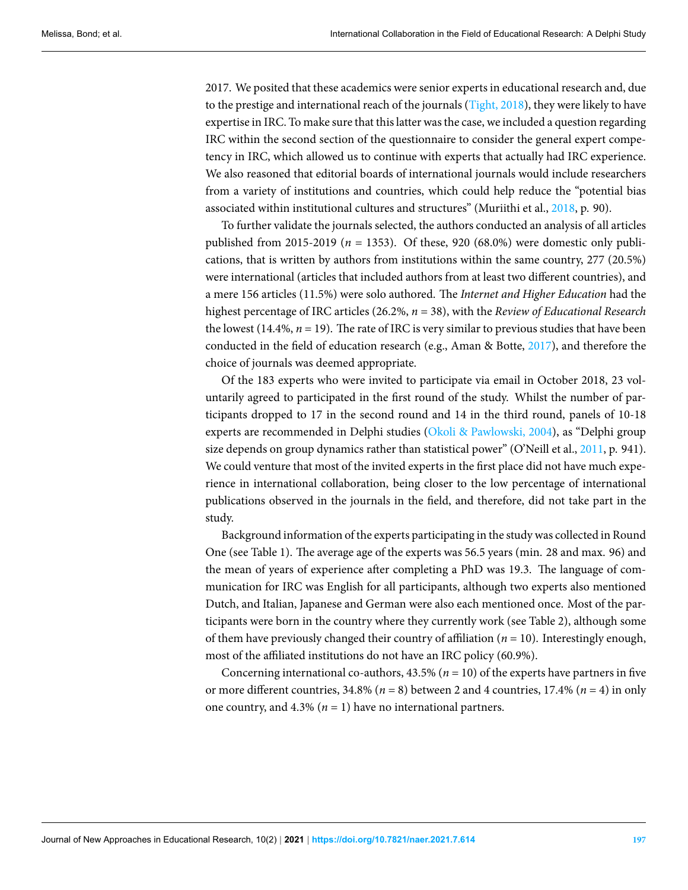2017. We posited that these academics were senior experts in educational research and, due to the prestige and international reach of the journals (Tight, 2018), they were likely to have expertise in IRC. To make sure that this latter was the case, we included a question regarding IRC within the second section of the questionnaire to consider the general expert competency in IRC, which allowed us to continue with experts that actually had IRC experience. We also reasoned that editorial boards of international journals would include researchers from a variety of institutions and countries, which could help reduce the "potential bias associated within institutional cultures and structures" (Muriithi et al., 2018, p. 90).

To further validate the journals selected, the authors conducted an analysis of all articles published from 2015-2019 ($n$ = 1353). Of these, 920 (68.0%) were domestic only publications, that is written by authors from institutions within the same country, 277 (20.5%) were international (articles that included authors from at least two different countries), and a mere 156 articles (11.5%) were solo authored. The *Internet and Higher Education* had the highest percentage of IRC articles (26.2%, $n$ = 38), with the *Review of Educational Research* the lowest (14.4%, $n$ = 19). The rate of IRC is very similar to previous studies that have been conducted in the field of education research (e.g., Aman & Botte, 2017), and therefore the choice of journals was deemed appropriate.

Of the 183 experts who were invited to participate via email in October 2018, 23 voluntarily agreed to participated in the first round of the study. Whilst the number of participants dropped to 17 in the second round and 14 in the third round, panels of 10-18 experts are recommended in Delphi studies (Okoli & Pawlowski, 2004), as "Delphi group size depends on group dynamics rather than statistical power" (O'Neill et al., 2011, p. 941). We could venture that most of the invited experts in the first place did not have much experience in international collaboration, being closer to the low percentage of international publications observed in the journals in the field, and therefore, did not take part in the study.

Background information of the experts participating in the study was collected in Round One (see Table 1). The average age of the experts was 56.5 years (min. 28 and max. 96) and the mean of years of experience after completing a PhD was 19.3. The language of communication for IRC was English for all participants, although two experts also mentioned Dutch, and Italian, Japanese and German were also each mentioned once. Most of the participants were born in the country where they currently work (see Table 2), although some of them have previously changed their country of affiliation ($n$ = 10). Interestingly enough, most of the affiliated institutions do not have an IRC policy (60.9%).

Concerning international co-authors, 43.5% ($n$ = 10) of the experts have partners in five or more different countries, 34.8% ($n$ = 8) between 2 and 4 countries, 17.4% ($n$ = 4) in only one country, and 4.3% ($n$ = 1) have no international partners.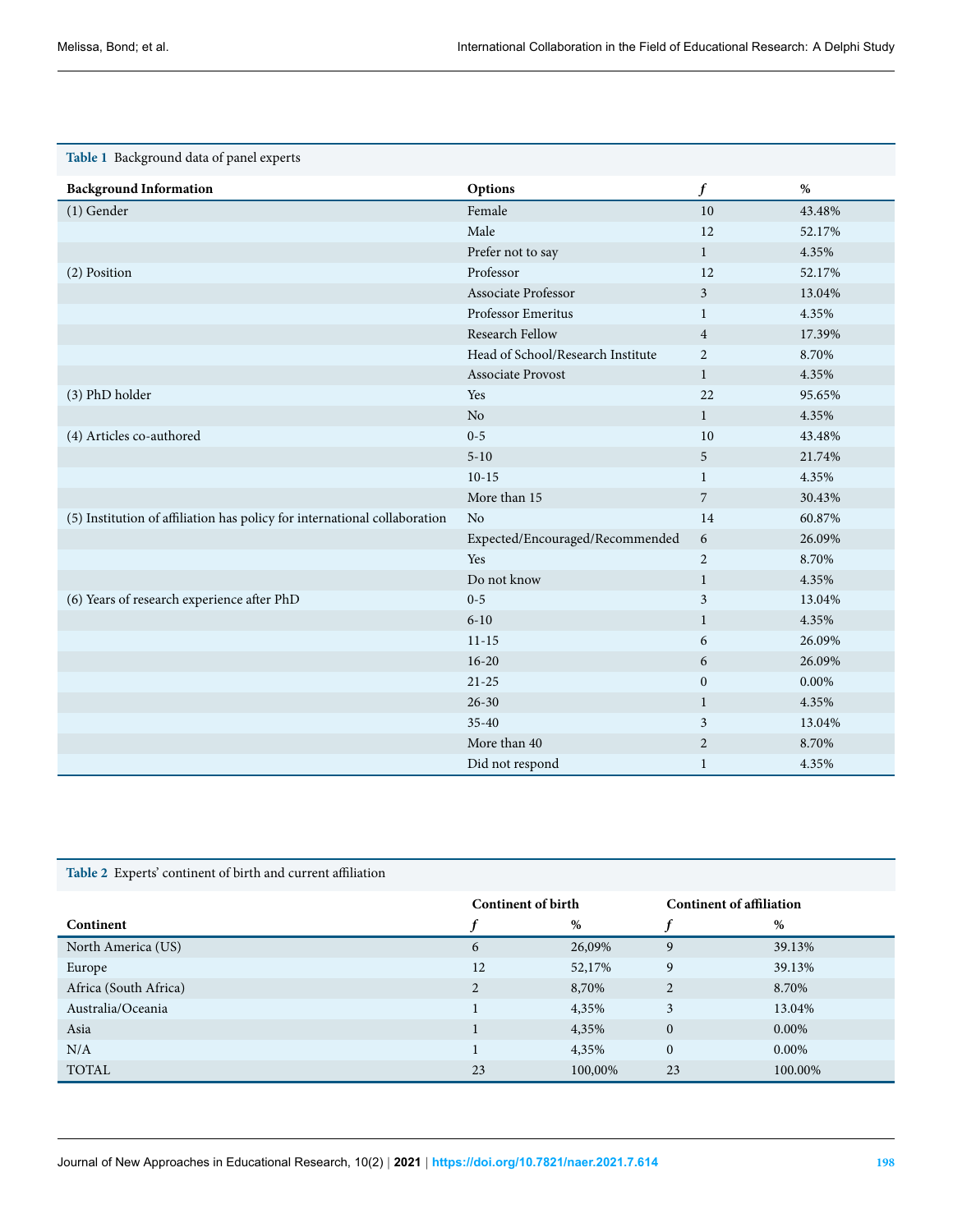**Table 1** Background data of panel experts

| Background Information | Options | *f* | % |
|---|---|---|---|
| (1) Gender | Female | 10 | 43.48% |
| | Male | 12 | 52.17% |
| | Prefer not to say | 1 | 4.35% |
| (2) Position | Professor | 12 | 52.17% |
| | Associate Professor | 3 | 13.04% |
| | Professor Emeritus | 1 | 4.35% |
| | Research Fellow | 4 | 17.39% |
| | Head of School/Research Institute | 2 | 8.70% |
| | Associate Provost | 1 | 4.35% |
| (3) PhD holder | Yes | 22 | 95.65% |
| | No | 1 | 4.35% |
| (4) Articles co-authored | 0-5 | 10 | 43.48% |
| | 5-10 | 5 | 21.74% |
| | 10-15 | 1 | 4.35% |
| | More than 15 | 7 | 30.43% |
| (5) Institution of affiliation has policy for international collaboration | No | 14 | 60.87% |
| | Expected/Encouraged/Recommended | 6 | 26.09% |
| | Yes | 2 | 8.70% |
| | Do not know | 1 | 4.35% |
| (6) Years of research experience after PhD | 0-5 | 3 | 13.04% |
| | 6-10 | 1 | 4.35% |
| | 11-15 | 6 | 26.09% |
| | 16-20 | 6 | 26.09% |
| | 21-25 | 0 | 0.00% |
| | 26-30 | 1 | 4.35% |
| | 35-40 | 3 | 13.04% |
| | More than 40 | 2 | 8.70% |
| | Did not respond | 1 | 4.35% |

**Table 2** Experts' continent of birth and current affiliation

| | Continent of birth | | Continent of affiliation | |
|---|---|---|---|---|
| Continent | *f* | % | *f* | % |
| North America (US) | 6 | 26,09% | 9 | 39.13% |
| Europe | 12 | 52,17% | 9 | 39.13% |
| Africa (South Africa) | 2 | 8,70% | 2 | 8.70% |
| Australia/Oceania | 1 | 4,35% | 3 | 13.04% |
| Asia | 1 | 4,35% | 0 | 0.00% |
| N/A | 1 | 4,35% | 0 | 0.00% |
| TOTAL | 23 | 100,00% | 23 | 100.00% |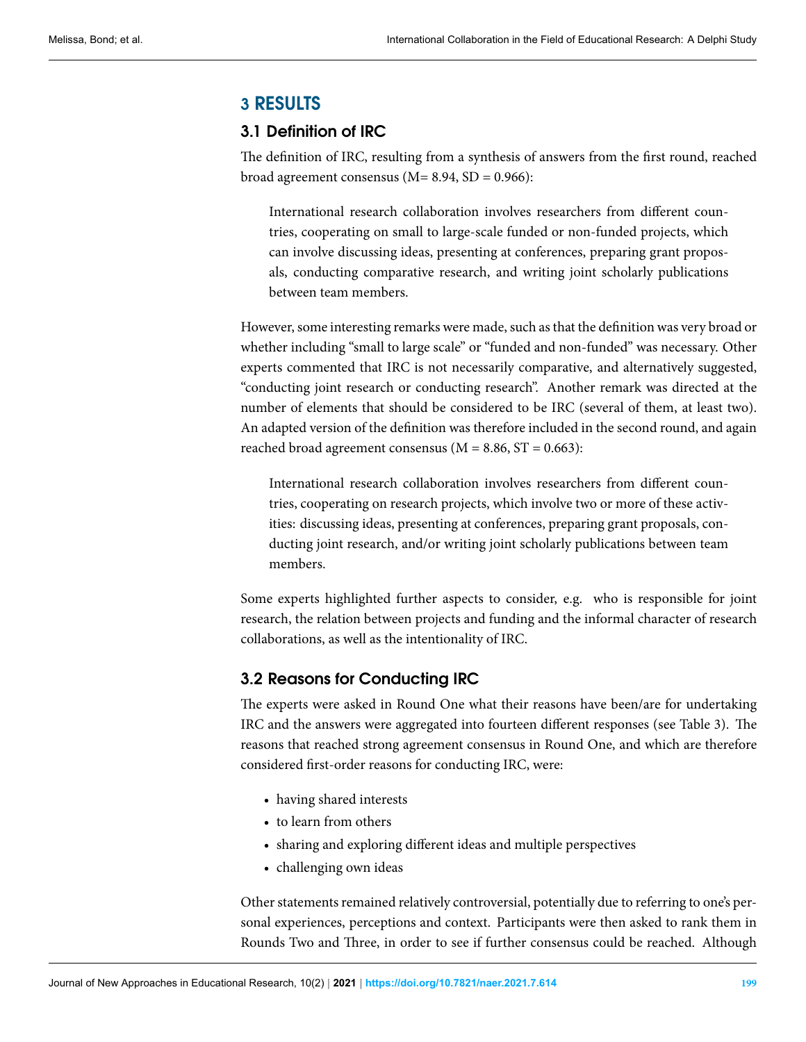## 3 RESULTS

### 3.1 Definition of IRC

The definition of IRC, resulting from a synthesis of answers from the first round, reached broad agreement consensus (M= 8.94, SD = 0.966):

> International research collaboration involves researchers from different countries, cooperating on small to large-scale funded or non-funded projects, which can involve discussing ideas, presenting at conferences, preparing grant proposals, conducting comparative research, and writing joint scholarly publications between team members.

However, some interesting remarks were made, such as that the definition was very broad or whether including "small to large scale" or "funded and non-funded" was necessary. Other experts commented that IRC is not necessarily comparative, and alternatively suggested, "conducting joint research or conducting research". Another remark was directed at the number of elements that should be considered to be IRC (several of them, at least two). An adapted version of the definition was therefore included in the second round, and again reached broad agreement consensus (M = 8.86, ST = 0.663):

> International research collaboration involves researchers from different countries, cooperating on research projects, which involve two or more of these activities: discussing ideas, presenting at conferences, preparing grant proposals, conducting joint research, and/or writing joint scholarly publications between team members.

Some experts highlighted further aspects to consider, e.g. who is responsible for joint research, the relation between projects and funding and the informal character of research collaborations, as well as the intentionality of IRC.

### 3.2 Reasons for Conducting IRC

The experts were asked in Round One what their reasons have been/are for undertaking IRC and the answers were aggregated into fourteen different responses (see Table 3). The reasons that reached strong agreement consensus in Round One, and which are therefore considered first-order reasons for conducting IRC, were:

- having shared interests
- to learn from others
- sharing and exploring different ideas and multiple perspectives
- challenging own ideas

Other statements remained relatively controversial, potentially due to referring to one's personal experiences, perceptions and context. Participants were then asked to rank them in Rounds Two and Three, in order to see if further consensus could be reached. Although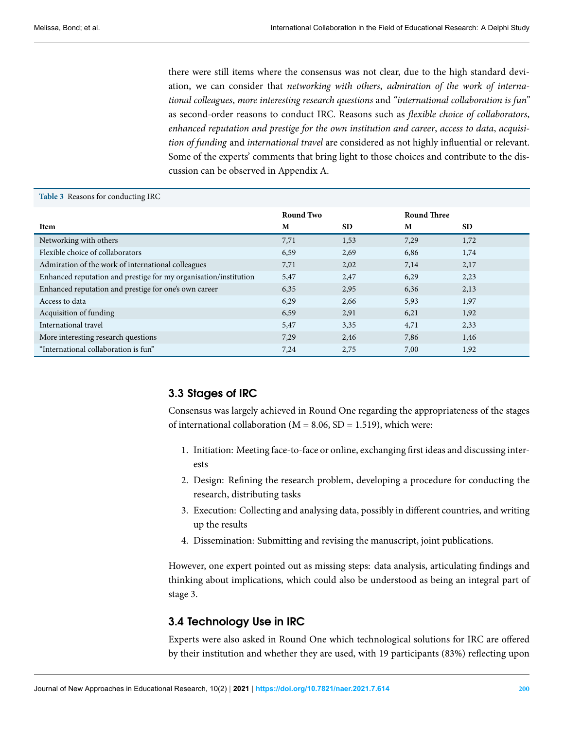there were still items where the consensus was not clear, due to the high standard deviation, we can consider that *networking with others*, *admiration of the work of international colleagues*, *more interesting research questions* and *"international collaboration is fun"* as second-order reasons to conduct IRC. Reasons such as *flexible choice of collaborators*, *enhanced reputation and prestige for the own institution and career*, *access to data*, *acquisition of funding* and *international travel* are considered as not highly influential or relevant. Some of the experts' comments that bring light to those choices and contribute to the discussion can be observed in Appendix A.

**Table 3** Reasons for conducting IRC

| Item | Round Two | | Round Three | |
|---|---|---|---|---|
| | M | SD | M | SD |
| Networking with others | 7,71 | 1,53 | 7,29 | 1,72 |
| Flexible choice of collaborators | 6,59 | 2,69 | 6,86 | 1,74 |
| Admiration of the work of international colleagues | 7,71 | 2,02 | 7,14 | 2,17 |
| Enhanced reputation and prestige for my organisation/institution | 5,47 | 2,47 | 6,29 | 2,23 |
| Enhanced reputation and prestige for one's own career | 6,35 | 2,95 | 6,36 | 2,13 |
| Access to data | 6,29 | 2,66 | 5,93 | 1,97 |
| Acquisition of funding | 6,59 | 2,91 | 6,21 | 1,92 |
| International travel | 5,47 | 3,35 | 4,71 | 2,33 |
| More interesting research questions | 7,29 | 2,46 | 7,86 | 1,46 |
| "International collaboration is fun" | 7,24 | 2,75 | 7,00 | 1,92 |

## 3.3 Stages of IRC

Consensus was largely achieved in Round One regarding the appropriateness of the stages of international collaboration (M = 8.06, SD = 1.519), which were:

1. Initiation: Meeting face-to-face or online, exchanging first ideas and discussing interests
2. Design: Refining the research problem, developing a procedure for conducting the research, distributing tasks
3. Execution: Collecting and analysing data, possibly in different countries, and writing up the results
4. Dissemination: Submitting and revising the manuscript, joint publications.

However, one expert pointed out as missing steps: data analysis, articulating findings and thinking about implications, which could also be understood as being an integral part of stage 3.

## 3.4 Technology Use in IRC

Experts were also asked in Round One which technological solutions for IRC are offered by their institution and whether they are used, with 19 participants (83%) reflecting upon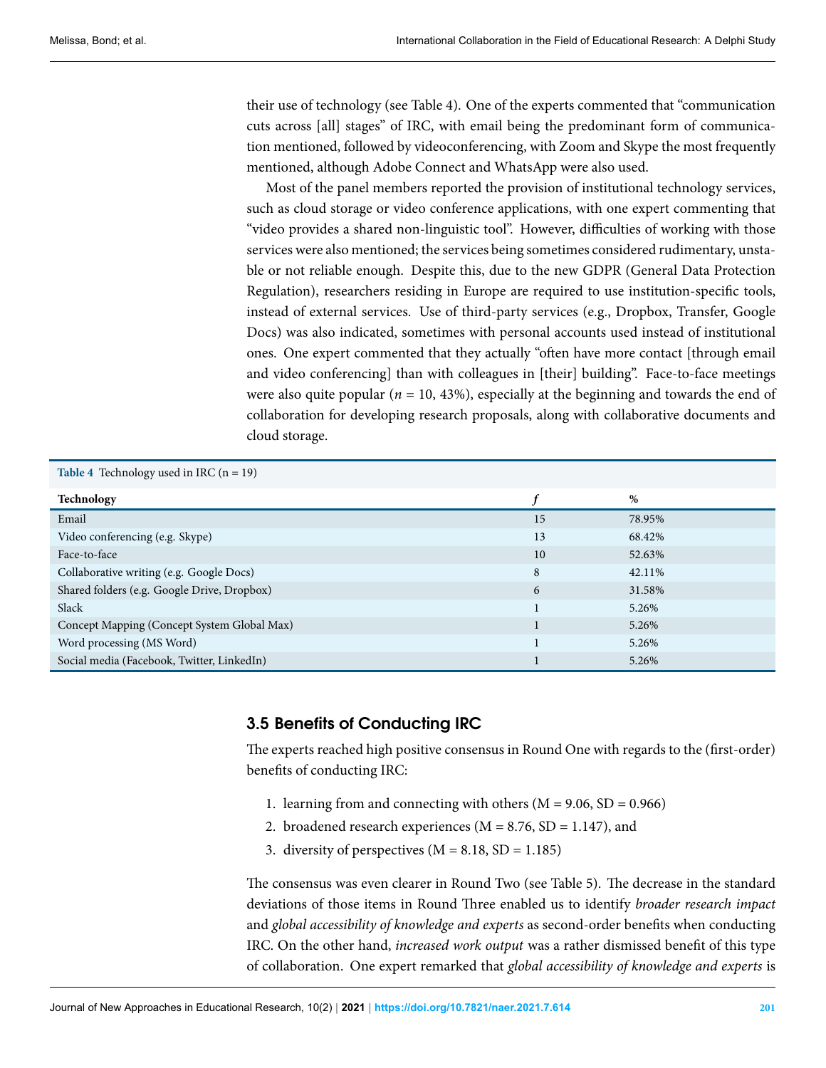their use of technology (see Table 4). One of the experts commented that "communication cuts across [all] stages" of IRC, with email being the predominant form of communication mentioned, followed by videoconferencing, with Zoom and Skype the most frequently mentioned, although Adobe Connect and WhatsApp were also used.

Most of the panel members reported the provision of institutional technology services, such as cloud storage or video conference applications, with one expert commenting that "video provides a shared non-linguistic tool". However, difficulties of working with those services were also mentioned; the services being sometimes considered rudimentary, unstable or not reliable enough. Despite this, due to the new GDPR (General Data Protection Regulation), researchers residing in Europe are required to use institution-specific tools, instead of external services. Use of third-party services (e.g., Dropbox, Transfer, Google Docs) was also indicated, sometimes with personal accounts used instead of institutional ones. One expert commented that they actually "often have more contact [through email and video conferencing] than with colleagues in [their] building". Face-to-face meetings were also quite popular ($n$ = 10, 43%), especially at the beginning and towards the end of collaboration for developing research proposals, along with collaborative documents and cloud storage.

**Table 4** Technology used in IRC (n = 19)

| Technology | $f$ | % |
|---|---|---|
| Email | 15 | 78.95% |
| Video conferencing (e.g. Skype) | 13 | 68.42% |
| Face-to-face | 10 | 52.63% |
| Collaborative writing (e.g. Google Docs) | 8 | 42.11% |
| Shared folders (e.g. Google Drive, Dropbox) | 6 | 31.58% |
| Slack | 1 | 5.26% |
| Concept Mapping (Concept System Global Max) | 1 | 5.26% |
| Word processing (MS Word) | 1 | 5.26% |
| Social media (Facebook, Twitter, LinkedIn) | 1 | 5.26% |

## 3.5 Benefits of Conducting IRC

The experts reached high positive consensus in Round One with regards to the (first-order) benefits of conducting IRC:

1. learning from and connecting with others (M = 9.06, SD = 0.966)
2. broadened research experiences (M = 8.76, SD = 1.147), and
3. diversity of perspectives (M = 8.18, SD = 1.185)

The consensus was even clearer in Round Two (see Table 5). The decrease in the standard deviations of those items in Round Three enabled us to identify *broader research impact* and *global accessibility of knowledge and experts* as second-order benefits when conducting IRC. On the other hand, *increased work output* was a rather dismissed benefit of this type of collaboration. One expert remarked that *global accessibility of knowledge and experts* is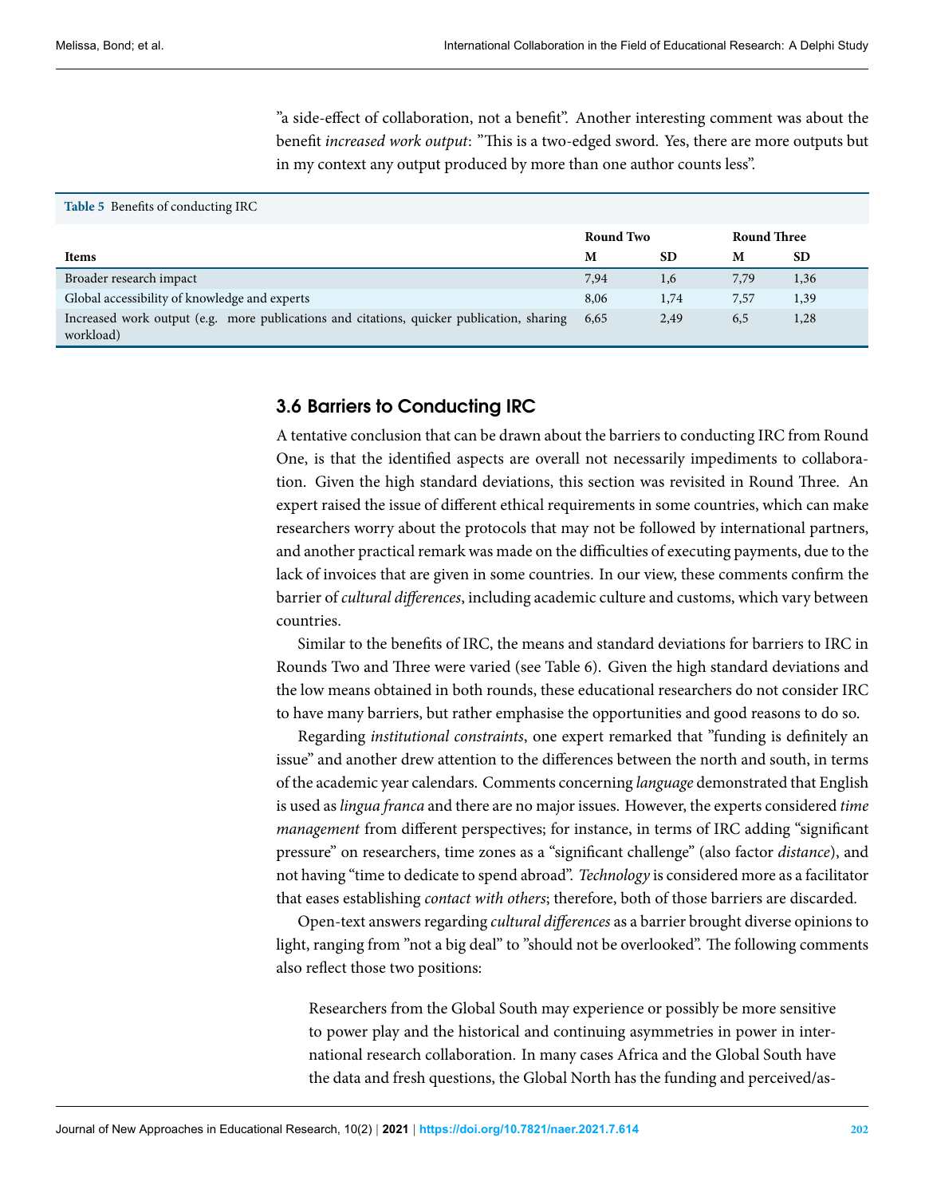"a side-effect of collaboration, not a benefit". Another interesting comment was about the benefit *increased work output*: "This is a two-edged sword. Yes, there are more outputs but in my context any output produced by more than one author counts less".

**Table 5** Benefits of conducting IRC

| Items | Round Two | | Round Three | |
|---|---|---|---|---|
| | M | SD | M | SD |
| Broader research impact | 7,94 | 1,6 | 7,79 | 1,36 |
| Global accessibility of knowledge and experts | 8,06 | 1,74 | 7,57 | 1,39 |
| Increased work output (e.g. more publications and citations, quicker publication, sharing workload) | 6,65 | 2,49 | 6,5 | 1,28 |

## 3.6 Barriers to Conducting IRC

A tentative conclusion that can be drawn about the barriers to conducting IRC from Round One, is that the identified aspects are overall not necessarily impediments to collaboration. Given the high standard deviations, this section was revisited in Round Three. An expert raised the issue of different ethical requirements in some countries, which can make researchers worry about the protocols that may not be followed by international partners, and another practical remark was made on the difficulties of executing payments, due to the lack of invoices that are given in some countries. In our view, these comments confirm the barrier of *cultural differences*, including academic culture and customs, which vary between countries.

Similar to the benefits of IRC, the means and standard deviations for barriers to IRC in Rounds Two and Three were varied (see Table 6). Given the high standard deviations and the low means obtained in both rounds, these educational researchers do not consider IRC to have many barriers, but rather emphasise the opportunities and good reasons to do so.

Regarding *institutional constraints*, one expert remarked that "funding is definitely an issue" and another drew attention to the differences between the north and south, in terms of the academic year calendars. Comments concerning *language* demonstrated that English is used as *lingua franca* and there are no major issues. However, the experts considered *time management* from different perspectives; for instance, in terms of IRC adding "significant pressure" on researchers, time zones as a "significant challenge" (also factor *distance*), and not having "time to dedicate to spend abroad". *Technology* is considered more as a facilitator that eases establishing *contact with others*; therefore, both of those barriers are discarded.

Open-text answers regarding *cultural differences* as a barrier brought diverse opinions to light, ranging from "not a big deal" to "should not be overlooked". The following comments also reflect those two positions:

> Researchers from the Global South may experience or possibly be more sensitive to power play and the historical and continuing asymmetries in power in international research collaboration. In many cases Africa and the Global South have the data and fresh questions, the Global North has the funding and perceived/as-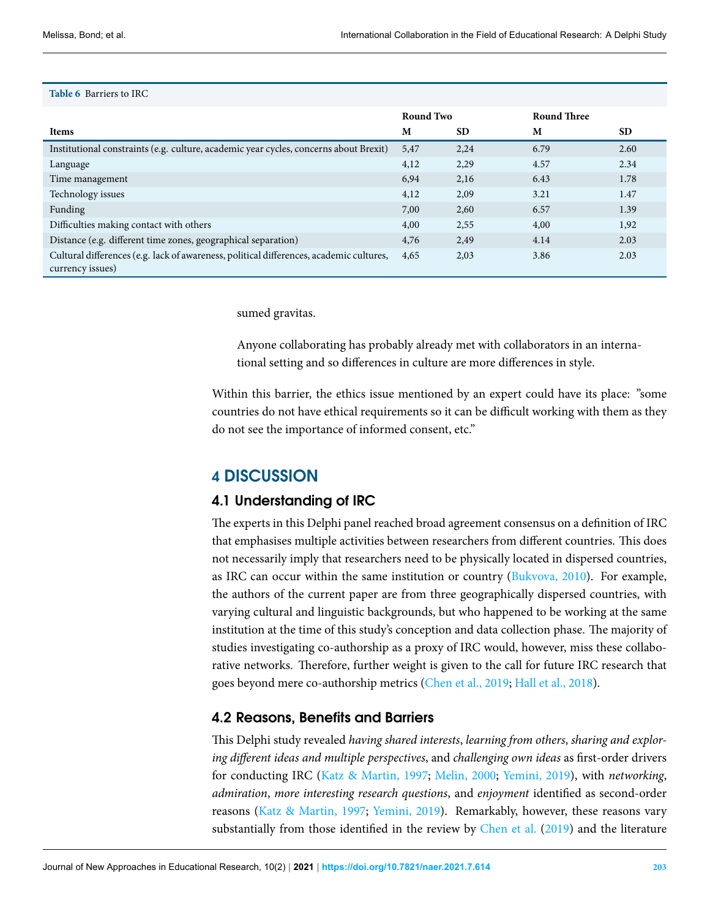**Table 6** Barriers to IRC

| Items | Round Two | | Round Three | |
|---|---|---|---|---|
| | M | SD | M | SD |
| Institutional constraints (e.g. culture, academic year cycles, concerns about Brexit) | 5,47 | 2,24 | 6.79 | 2.60 |
| Language | 4,12 | 2,29 | 4.57 | 2.34 |
| Time management | 6,94 | 2,16 | 6.43 | 1.78 |
| Technology issues | 4,12 | 2,09 | 3.21 | 1.47 |
| Funding | 7,00 | 2,60 | 6.57 | 1.39 |
| Difficulties making contact with others | 4,00 | 2,55 | 4,00 | 1,92 |
| Distance (e.g. different time zones, geographical separation) | 4,76 | 2,49 | 4.14 | 2.03 |
| Cultural differences (e.g. lack of awareness, political differences, academic cultures, currency issues) | 4,65 | 2,03 | 3.86 | 2.03 |

sumed gravitas.

> Anyone collaborating has probably already met with collaborators in an international setting and so differences in culture are more differences in style.

Within this barrier, the ethics issue mentioned by an expert could have its place: "some countries do not have ethical requirements so it can be difficult working with them as they do not see the importance of informed consent, etc."

## 4 DISCUSSION

### 4.1 Understanding of IRC

The experts in this Delphi panel reached broad agreement consensus on a definition of IRC that emphasises multiple activities between researchers from different countries. This does not necessarily imply that researchers need to be physically located in dispersed countries, as IRC can occur within the same institution or country (Bukvova, 2010). For example, the authors of the current paper are from three geographically dispersed countries, with varying cultural and linguistic backgrounds, but who happened to be working at the same institution at the time of this study's conception and data collection phase. The majority of studies investigating co-authorship as a proxy of IRC would, however, miss these collaborative networks. Therefore, further weight is given to the call for future IRC research that goes beyond mere co-authorship metrics (Chen et al., 2019; Hall et al., 2018).

### 4.2 Reasons, Benefits and Barriers

This Delphi study revealed *having shared interests*, *learning from others*, *sharing and exploring different ideas and multiple perspectives*, and *challenging own ideas* as first-order drivers for conducting IRC (Katz & Martin, 1997; Melin, 2000; Yemini, 2019), with *networking*, *admiration*, *more interesting research questions*, and *enjoyment* identified as second-order reasons (Katz & Martin, 1997; Yemini, 2019). Remarkably, however, these reasons vary substantially from those identified in the review by Chen et al. (2019) and the literature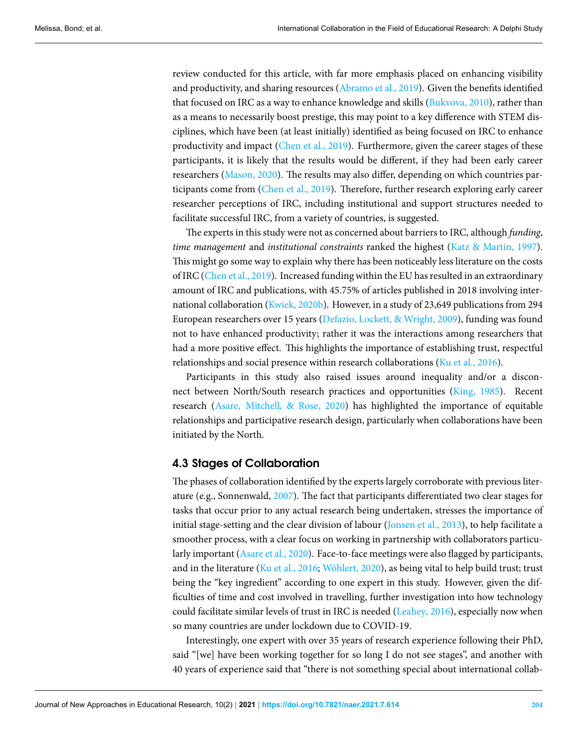review conducted for this article, with far more emphasis placed on enhancing visibility and productivity, and sharing resources (Abramo et al., 2019). Given the benefits identified that focused on IRC as a way to enhance knowledge and skills (Bukvova, 2010), rather than as a means to necessarily boost prestige, this may point to a key difference with STEM disciplines, which have been (at least initially) identified as being focused on IRC to enhance productivity and impact (Chen et al., 2019). Furthermore, given the career stages of these participants, it is likely that the results would be different, if they had been early career researchers (Mason, 2020). The results may also differ, depending on which countries participants come from (Chen et al., 2019). Therefore, further research exploring early career researcher perceptions of IRC, including institutional and support structures needed to facilitate successful IRC, from a variety of countries, is suggested.

The experts in this study were not as concerned about barriers to IRC, although *funding*, *time management* and *institutional constraints* ranked the highest (Katz & Martin, 1997). This might go some way to explain why there has been noticeably less literature on the costs of IRC (Chen et al., 2019). Increased funding within the EU has resulted in an extraordinary amount of IRC and publications, with 45.75% of articles published in 2018 involving international collaboration (Kwiek, 2020b). However, in a study of 23,649 publications from 294 European researchers over 15 years (Defazio, Lockett, & Wright, 2009), funding was found not to have enhanced productivity; rather it was the interactions among researchers that had a more positive effect. This highlights the importance of establishing trust, respectful relationships and social presence within research collaborations (Ku et al., 2016).

Participants in this study also raised issues around inequality and/or a disconnect between North/South research practices and opportunities (King, 1985). Recent research (Asare, Mitchell, & Rose, 2020) has highlighted the importance of equitable relationships and participative research design, particularly when collaborations have been initiated by the North.

## 4.3 Stages of Collaboration

The phases of collaboration identified by the experts largely corroborate with previous literature (e.g., Sonnenwald, 2007). The fact that participants differentiated two clear stages for tasks that occur prior to any actual research being undertaken, stresses the importance of initial stage-setting and the clear division of labour (Jonsen et al., 2013), to help facilitate a smoother process, with a clear focus on working in partnership with collaborators particularly important (Asare et al., 2020). Face-to-face meetings were also flagged by participants, and in the literature (Ku et al., 2016; Wöhlert, 2020), as being vital to help build trust; trust being the "key ingredient" according to one expert in this study. However, given the difficulties of time and cost involved in travelling, further investigation into how technology could facilitate similar levels of trust in IRC is needed (Leahey, 2016), especially now when so many countries are under lockdown due to COVID-19.

Interestingly, one expert with over 35 years of research experience following their PhD, said "[we] have been working together for so long I do not see stages", and another with 40 years of experience said that "there is not something special about international collab-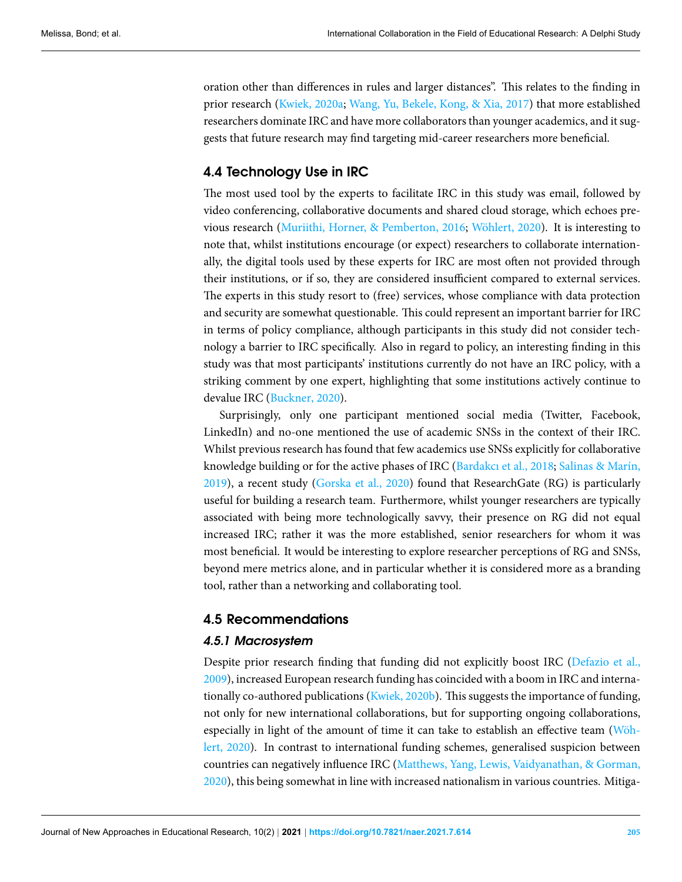oration other than differences in rules and larger distances". This relates to the finding in prior research (Kwiek, 2020a; Wang, Yu, Bekele, Kong, & Xia, 2017) that more established researchers dominate IRC and have more collaborators than younger academics, and it suggests that future research may find targeting mid-career researchers more beneficial.

## 4.4 Technology Use in IRC

The most used tool by the experts to facilitate IRC in this study was email, followed by video conferencing, collaborative documents and shared cloud storage, which echoes previous research (Muriithi, Horner, & Pemberton, 2016; Wöhlert, 2020). It is interesting to note that, whilst institutions encourage (or expect) researchers to collaborate internationally, the digital tools used by these experts for IRC are most often not provided through their institutions, or if so, they are considered insufficient compared to external services. The experts in this study resort to (free) services, whose compliance with data protection and security are somewhat questionable. This could represent an important barrier for IRC in terms of policy compliance, although participants in this study did not consider technology a barrier to IRC specifically. Also in regard to policy, an interesting finding in this study was that most participants' institutions currently do not have an IRC policy, with a striking comment by one expert, highlighting that some institutions actively continue to devalue IRC (Buckner, 2020).

Surprisingly, only one participant mentioned social media (Twitter, Facebook, LinkedIn) and no-one mentioned the use of academic SNSs in the context of their IRC. Whilst previous research has found that few academics use SNSs explicitly for collaborative knowledge building or for the active phases of IRC (Bardakcı et al., 2018; Salinas & Marín, 2019), a recent study (Gorska et al., 2020) found that ResearchGate (RG) is particularly useful for building a research team. Furthermore, whilst younger researchers are typically associated with being more technologically savvy, their presence on RG did not equal increased IRC; rather it was the more established, senior researchers for whom it was most beneficial. It would be interesting to explore researcher perceptions of RG and SNSs, beyond mere metrics alone, and in particular whether it is considered more as a branding tool, rather than a networking and collaborating tool.

## 4.5 Recommendations

### *4.5.1 Macrosystem*

Despite prior research finding that funding did not explicitly boost IRC (Defazio et al., 2009), increased European research funding has coincided with a boom in IRC and internationally co-authored publications (Kwiek, 2020b). This suggests the importance of funding, not only for new international collaborations, but for supporting ongoing collaborations, especially in light of the amount of time it can take to establish an effective team (Wöhlert, 2020). In contrast to international funding schemes, generalised suspicion between countries can negatively influence IRC (Matthews, Yang, Lewis, Vaidyanathan, & Gorman, 2020), this being somewhat in line with increased nationalism in various countries. Mitiga-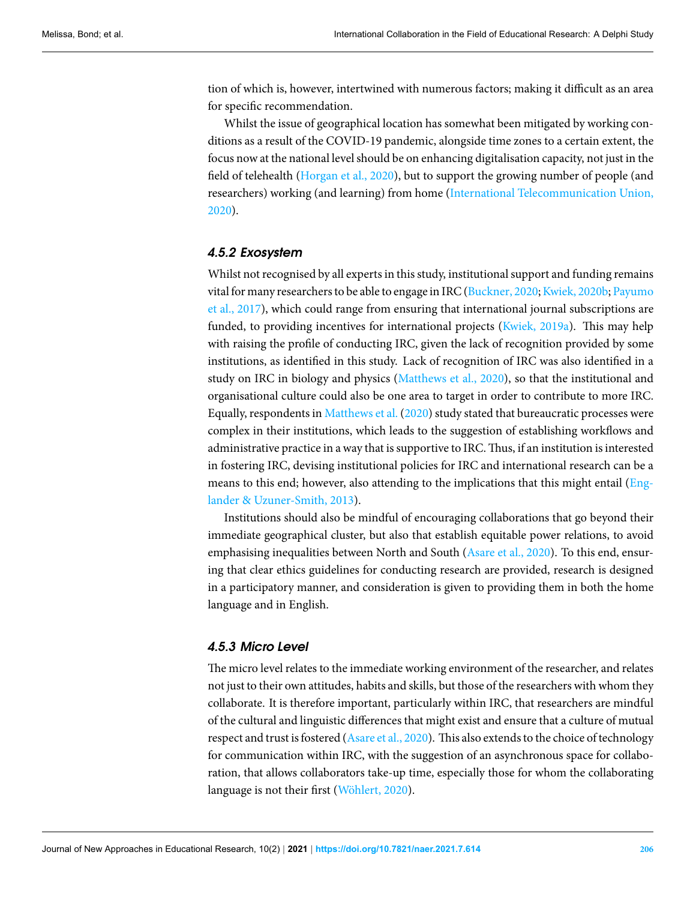tion of which is, however, intertwined with numerous factors; making it difficult as an area for specific recommendation.

Whilst the issue of geographical location has somewhat been mitigated by working conditions as a result of the COVID-19 pandemic, alongside time zones to a certain extent, the focus now at the national level should be on enhancing digitalisation capacity, not just in the field of telehealth (Horgan et al., 2020), but to support the growing number of people (and researchers) working (and learning) from home (International Telecommunication Union, 2020).

#### 4.5.2 Exosystem

Whilst not recognised by all experts in this study, institutional support and funding remains vital for many researchers to be able to engage in IRC (Buckner, 2020; Kwiek, 2020b; Payumo et al., 2017), which could range from ensuring that international journal subscriptions are funded, to providing incentives for international projects (Kwiek, 2019a). This may help with raising the profile of conducting IRC, given the lack of recognition provided by some institutions, as identified in this study. Lack of recognition of IRC was also identified in a study on IRC in biology and physics (Matthews et al., 2020), so that the institutional and organisational culture could also be one area to target in order to contribute to more IRC. Equally, respondents in Matthews et al. (2020) study stated that bureaucratic processes were complex in their institutions, which leads to the suggestion of establishing workflows and administrative practice in a way that is supportive to IRC. Thus, if an institution is interested in fostering IRC, devising institutional policies for IRC and international research can be a means to this end; however, also attending to the implications that this might entail (Englander & Uzuner-Smith, 2013).

Institutions should also be mindful of encouraging collaborations that go beyond their immediate geographical cluster, but also that establish equitable power relations, to avoid emphasising inequalities between North and South (Asare et al., 2020). To this end, ensuring that clear ethics guidelines for conducting research are provided, research is designed in a participatory manner, and consideration is given to providing them in both the home language and in English.

#### 4.5.3 Micro Level

The micro level relates to the immediate working environment of the researcher, and relates not just to their own attitudes, habits and skills, but those of the researchers with whom they collaborate. It is therefore important, particularly within IRC, that researchers are mindful of the cultural and linguistic differences that might exist and ensure that a culture of mutual respect and trust is fostered (Asare et al., 2020). This also extends to the choice of technology for communication within IRC, with the suggestion of an asynchronous space for collaboration, that allows collaborators take-up time, especially those for whom the collaborating language is not their first (Wöhlert, 2020).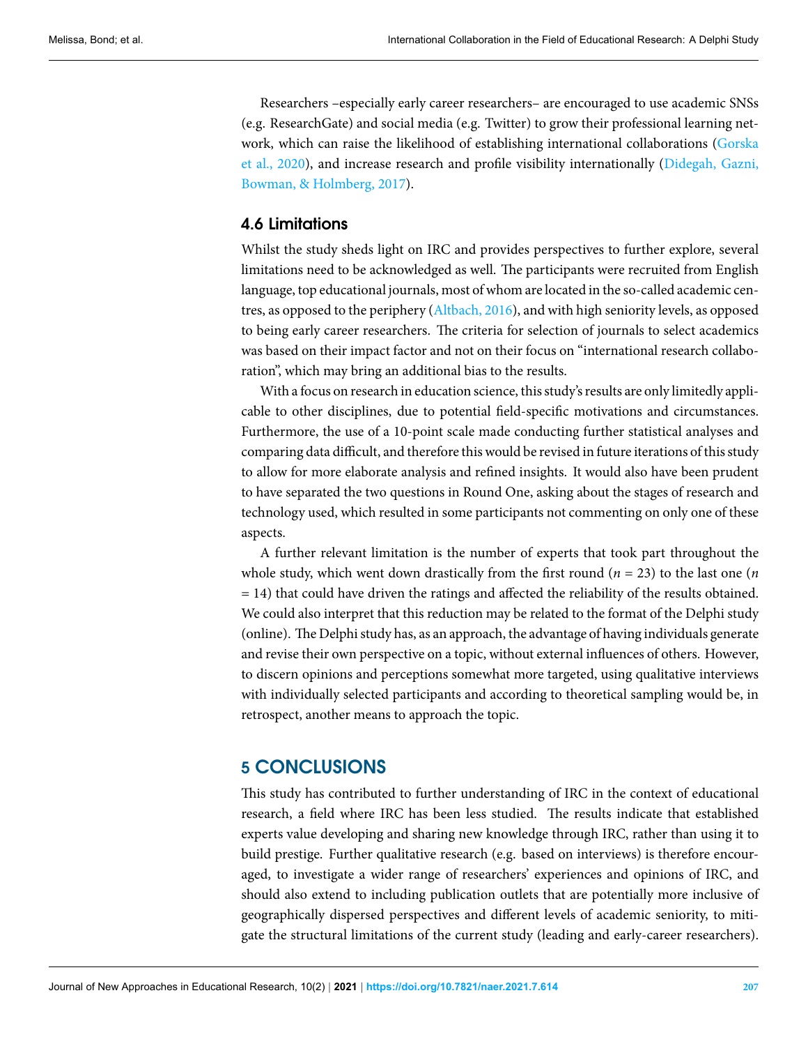Researchers –especially early career researchers– are encouraged to use academic SNSs (e.g. ResearchGate) and social media (e.g. Twitter) to grow their professional learning network, which can raise the likelihood of establishing international collaborations (Gorska et al., 2020), and increase research and profile visibility internationally (Didegah, Gazni, Bowman, & Holmberg, 2017).

### 4.6 Limitations

Whilst the study sheds light on IRC and provides perspectives to further explore, several limitations need to be acknowledged as well. The participants were recruited from English language, top educational journals, most of whom are located in the so-called academic centres, as opposed to the periphery (Altbach, 2016), and with high seniority levels, as opposed to being early career researchers. The criteria for selection of journals to select academics was based on their impact factor and not on their focus on "international research collaboration", which may bring an additional bias to the results.

With a focus on research in education science, this study's results are only limitedly applicable to other disciplines, due to potential field-specific motivations and circumstances. Furthermore, the use of a 10-point scale made conducting further statistical analyses and comparing data difficult, and therefore this would be revised in future iterations of this study to allow for more elaborate analysis and refined insights. It would also have been prudent to have separated the two questions in Round One, asking about the stages of research and technology used, which resulted in some participants not commenting on only one of these aspects.

A further relevant limitation is the number of experts that took part throughout the whole study, which went down drastically from the first round ($n$ = 23) to the last one ($n$ = 14) that could have driven the ratings and affected the reliability of the results obtained. We could also interpret that this reduction may be related to the format of the Delphi study (online). The Delphi study has, as an approach, the advantage of having individuals generate and revise their own perspective on a topic, without external influences of others. However, to discern opinions and perceptions somewhat more targeted, using qualitative interviews with individually selected participants and according to theoretical sampling would be, in retrospect, another means to approach the topic.

## 5 CONCLUSIONS

This study has contributed to further understanding of IRC in the context of educational research, a field where IRC has been less studied. The results indicate that established experts value developing and sharing new knowledge through IRC, rather than using it to build prestige. Further qualitative research (e.g. based on interviews) is therefore encouraged, to investigate a wider range of researchers' experiences and opinions of IRC, and should also extend to including publication outlets that are potentially more inclusive of geographically dispersed perspectives and different levels of academic seniority, to mitigate the structural limitations of the current study (leading and early-career researchers).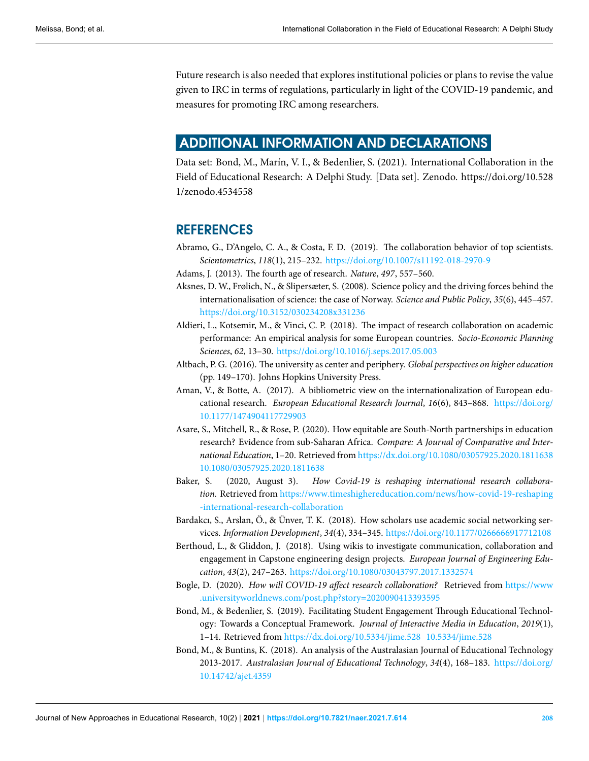Future research is also needed that explores institutional policies or plans to revise the value given to IRC in terms of regulations, particularly in light of the COVID-19 pandemic, and measures for promoting IRC among researchers.

## ADDITIONAL INFORMATION AND DECLARATIONS

Data set: Bond, M., Marín, V. I., & Bedenlier, S. (2021). International Collaboration in the Field of Educational Research: A Delphi Study. [Data set]. Zenodo. https://doi.org/10.5281/zenodo.4534558

## REFERENCES

Abramo, G., D'Angelo, C. A., & Costa, F. D. (2019). The collaboration behavior of top scientists. *Scientometrics*, *118*(1), 215–232. https://doi.org/10.1007/s11192-018-2970-9

Adams, J. (2013). The fourth age of research. *Nature*, *497*, 557–560.

Aksnes, D. W., Frølich, N., & Slipersæter, S. (2008). Science policy and the driving forces behind the internationalisation of science: the case of Norway. *Science and Public Policy*, *35*(6), 445–457. https://doi.org/10.3152/030234208x331236

Aldieri, L., Kotsemir, M., & Vinci, C. P. (2018). The impact of research collaboration on academic performance: An empirical analysis for some European countries. *Socio-Economic Planning Sciences*, *62*, 13–30. https://doi.org/10.1016/j.seps.2017.05.003

Altbach, P. G. (2016). The university as center and periphery. *Global perspectives on higher education* (pp. 149–170). Johns Hopkins University Press.

Aman, V., & Botte, A. (2017). A bibliometric view on the internationalization of European educational research. *European Educational Research Journal*, *16*(6), 843–868. https://doi.org/10.1177/1474904117729903

Asare, S., Mitchell, R., & Rose, P. (2020). How equitable are South-North partnerships in education research? Evidence from sub-Saharan Africa. *Compare: A Journal of Comparative and International Education*, 1–20. Retrieved from https://dx.doi.org/10.1080/03057925.2020.1811638 10.1080/03057925.2020.1811638

Baker, S. (2020, August 3). *How Covid-19 is reshaping international research collaboration.* Retrieved from https://www.timeshighereducation.com/news/how-covid-19-reshaping-international-research-collaboration

Bardakcı, S., Arslan, Ö., & Ünver, T. K. (2018). How scholars use academic social networking services. *Information Development*, *34*(4), 334–345. https://doi.org/10.1177/0266666917712108

Berthoud, L., & Gliddon, J. (2018). Using wikis to investigate communication, collaboration and engagement in Capstone engineering design projects. *European Journal of Engineering Education*, *43*(2), 247–263. https://doi.org/10.1080/03043797.2017.1332574

Bogle, D. (2020). *How will COVID-19 affect research collaboration?* Retrieved from https://www.universityworldnews.com/post.php?story=2020090413393595

Bond, M., & Bedenlier, S. (2019). Facilitating Student Engagement Through Educational Technology: Towards a Conceptual Framework. *Journal of Interactive Media in Education*, *2019*(1), 1–14. Retrieved from https://dx.doi.org/10.5334/jime.528 10.5334/jime.528

Bond, M., & Buntins, K. (2018). An analysis of the Australasian Journal of Educational Technology 2013-2017. *Australasian Journal of Educational Technology*, *34*(4), 168–183. https://doi.org/10.14742/ajet.4359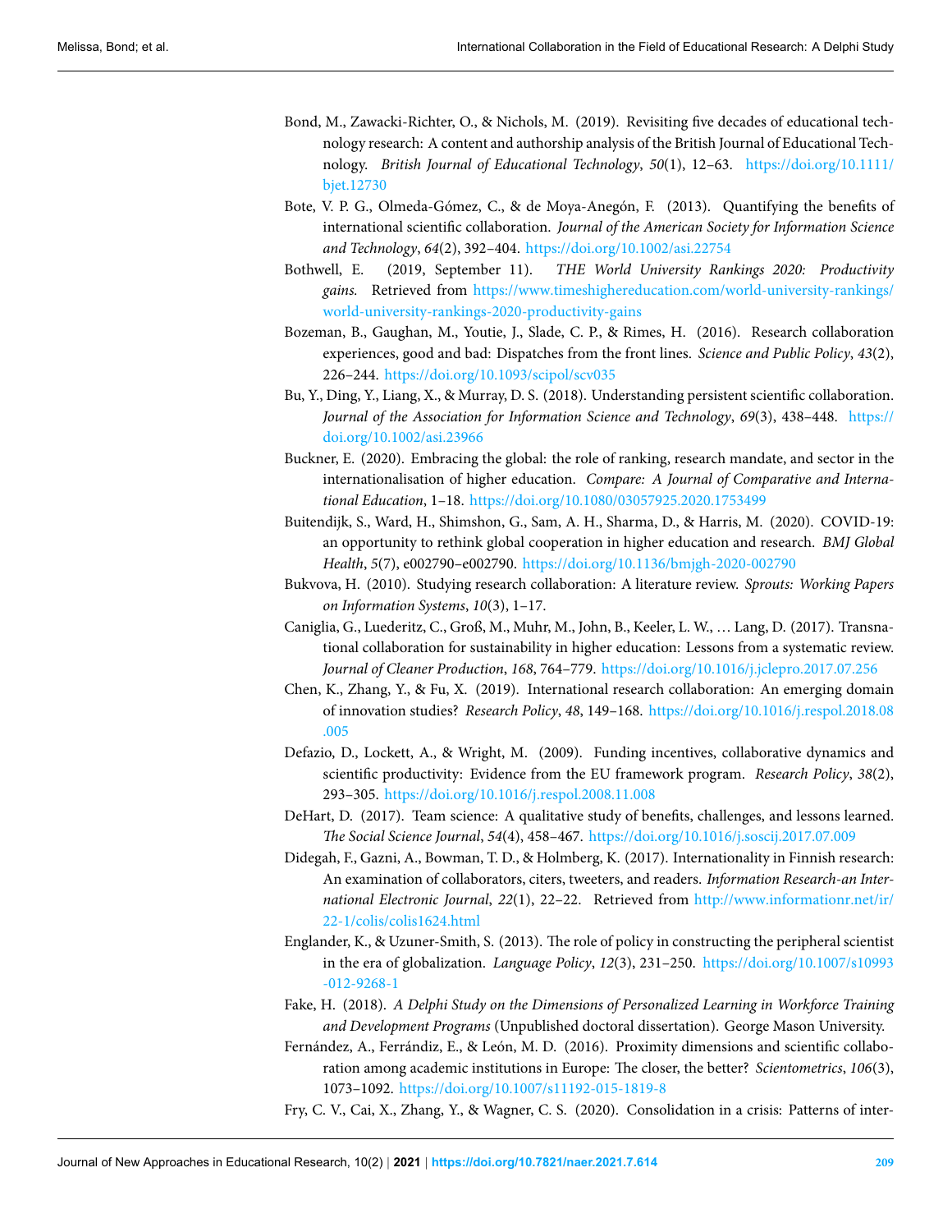Bond, M., Zawacki-Richter, O., & Nichols, M. (2019). Revisiting five decades of educational technology research: A content and authorship analysis of the British Journal of Educational Technology. *British Journal of Educational Technology*, *50*(1), 12–63. https://doi.org/10.1111/bjet.12730

Bote, V. P. G., Olmeda-Gómez, C., & de Moya-Anegón, F. (2013). Quantifying the benefits of international scientific collaboration. *Journal of the American Society for Information Science and Technology*, *64*(2), 392–404. https://doi.org/10.1002/asi.22754

Bothwell, E. (2019, September 11). *THE World University Rankings 2020: Productivity gains.* Retrieved from https://www.timeshighereducation.com/world-university-rankings/world-university-rankings-2020-productivity-gains

Bozeman, B., Gaughan, M., Youtie, J., Slade, C. P., & Rimes, H. (2016). Research collaboration experiences, good and bad: Dispatches from the front lines. *Science and Public Policy*, *43*(2), 226–244. https://doi.org/10.1093/scipol/scv035

Bu, Y., Ding, Y., Liang, X., & Murray, D. S. (2018). Understanding persistent scientific collaboration. *Journal of the Association for Information Science and Technology*, *69*(3), 438–448. https://doi.org/10.1002/asi.23966

Buckner, E. (2020). Embracing the global: the role of ranking, research mandate, and sector in the internationalisation of higher education. *Compare: A Journal of Comparative and International Education*, 1–18. https://doi.org/10.1080/03057925.2020.1753499

Buitendijk, S., Ward, H., Shimshon, G., Sam, A. H., Sharma, D., & Harris, M. (2020). COVID-19: an opportunity to rethink global cooperation in higher education and research. *BMJ Global Health*, *5*(7), e002790–e002790. https://doi.org/10.1136/bmjgh-2020-002790

Bukvova, H. (2010). Studying research collaboration: A literature review. *Sprouts: Working Papers on Information Systems*, *10*(3), 1–17.

Caniglia, G., Luederitz, C., Groß, M., Muhr, M., John, B., Keeler, L. W., … Lang, D. (2017). Transnational collaboration for sustainability in higher education: Lessons from a systematic review. *Journal of Cleaner Production*, *168*, 764–779. https://doi.org/10.1016/j.jclepro.2017.07.256

Chen, K., Zhang, Y., & Fu, X. (2019). International research collaboration: An emerging domain of innovation studies? *Research Policy*, *48*, 149–168. https://doi.org/10.1016/j.respol.2018.08.005

Defazio, D., Lockett, A., & Wright, M. (2009). Funding incentives, collaborative dynamics and scientific productivity: Evidence from the EU framework program. *Research Policy*, *38*(2), 293–305. https://doi.org/10.1016/j.respol.2008.11.008

DeHart, D. (2017). Team science: A qualitative study of benefits, challenges, and lessons learned. *The Social Science Journal*, *54*(4), 458–467. https://doi.org/10.1016/j.soscij.2017.07.009

Didegah, F., Gazni, A., Bowman, T. D., & Holmberg, K. (2017). Internationality in Finnish research: An examination of collaborators, citers, tweeters, and readers. *Information Research-an International Electronic Journal*, *22*(1), 22–22. Retrieved from http://www.informationr.net/ir/22-1/colis/colis1624.html

Englander, K., & Uzuner-Smith, S. (2013). The role of policy in constructing the peripheral scientist in the era of globalization. *Language Policy*, *12*(3), 231–250. https://doi.org/10.1007/s10993-012-9268-1

Fake, H. (2018). *A Delphi Study on the Dimensions of Personalized Learning in Workforce Training and Development Programs* (Unpublished doctoral dissertation). George Mason University.

Fernández, A., Ferrándiz, E., & León, M. D. (2016). Proximity dimensions and scientific collaboration among academic institutions in Europe: The closer, the better? *Scientometrics*, *106*(3), 1073–1092. https://doi.org/10.1007/s11192-015-1819-8

Fry, C. V., Cai, X., Zhang, Y., & Wagner, C. S. (2020). Consolidation in a crisis: Patterns of inter-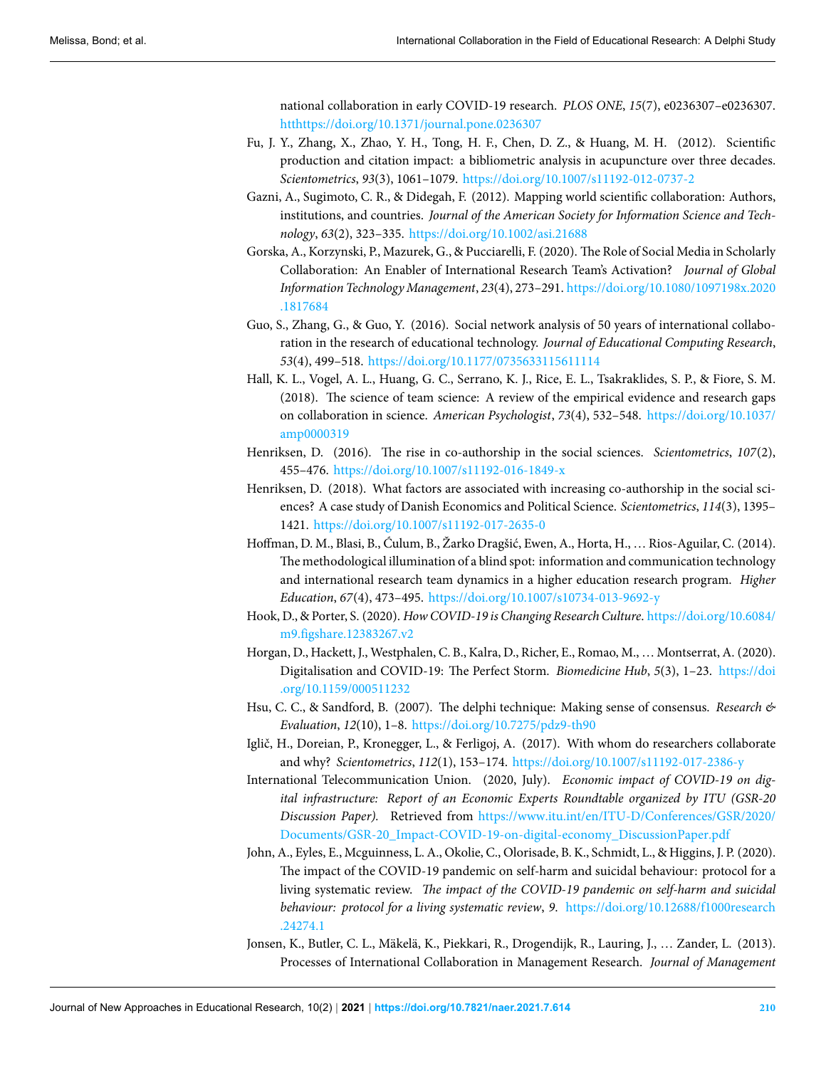national collaboration in early COVID-19 research. *PLOS ONE*, *15*(7), e0236307–e0236307. htthttps://doi.org/10.1371/journal.pone.0236307

Fu, J. Y., Zhang, X., Zhao, Y. H., Tong, H. F., Chen, D. Z., & Huang, M. H. (2012). Scientific production and citation impact: a bibliometric analysis in acupuncture over three decades. *Scientometrics*, *93*(3), 1061–1079. https://doi.org/10.1007/s11192-012-0737-2

Gazni, A., Sugimoto, C. R., & Didegah, F. (2012). Mapping world scientific collaboration: Authors, institutions, and countries. *Journal of the American Society for Information Science and Technology*, *63*(2), 323–335. https://doi.org/10.1002/asi.21688

Gorska, A., Korzynski, P., Mazurek, G., & Pucciarelli, F. (2020). The Role of Social Media in Scholarly Collaboration: An Enabler of International Research Team's Activation? *Journal of Global Information Technology Management*, *23*(4), 273–291. https://doi.org/10.1080/1097198x.2020.1817684

Guo, S., Zhang, G., & Guo, Y. (2016). Social network analysis of 50 years of international collaboration in the research of educational technology. *Journal of Educational Computing Research*, *53*(4), 499–518. https://doi.org/10.1177/0735633115611114

Hall, K. L., Vogel, A. L., Huang, G. C., Serrano, K. J., Rice, E. L., Tsakraklides, S. P., & Fiore, S. M. (2018). The science of team science: A review of the empirical evidence and research gaps on collaboration in science. *American Psychologist*, *73*(4), 532–548. https://doi.org/10.1037/amp0000319

Henriksen, D. (2016). The rise in co-authorship in the social sciences. *Scientometrics*, *107*(2), 455–476. https://doi.org/10.1007/s11192-016-1849-x

Henriksen, D. (2018). What factors are associated with increasing co-authorship in the social sciences? A case study of Danish Economics and Political Science. *Scientometrics*, *114*(3), 1395–1421. https://doi.org/10.1007/s11192-017-2635-0

Hoffman, D. M., Blasi, B., Ćulum, B., Žarko Dragšić, Ewen, A., Horta, H., … Rios-Aguilar, C. (2014). The methodological illumination of a blind spot: information and communication technology and international research team dynamics in a higher education research program. *Higher Education*, *67*(4), 473–495. https://doi.org/10.1007/s10734-013-9692-y

Hook, D., & Porter, S. (2020). *How COVID-19 is Changing Research Culture*. https://doi.org/10.6084/m9.figshare.12383267.v2

Horgan, D., Hackett, J., Westphalen, C. B., Kalra, D., Richer, E., Romao, M., … Montserrat, A. (2020). Digitalisation and COVID-19: The Perfect Storm. *Biomedicine Hub*, *5*(3), 1–23. https://doi.org/10.1159/000511232

Hsu, C. C., & Sandford, B. (2007). The delphi technique: Making sense of consensus. *Research & Evaluation*, *12*(10), 1–8. https://doi.org/10.7275/pdz9-th90

Iglič, H., Doreian, P., Kronegger, L., & Ferligoj, A. (2017). With whom do researchers collaborate and why? *Scientometrics*, *112*(1), 153–174. https://doi.org/10.1007/s11192-017-2386-y

International Telecommunication Union. (2020, July). *Economic impact of COVID-19 on digital infrastructure: Report of an Economic Experts Roundtable organized by ITU (GSR-20 Discussion Paper).* Retrieved from https://www.itu.int/en/ITU-D/Conferences/GSR/2020/Documents/GSR-20_Impact-COVID-19-on-digital-economy_DiscussionPaper.pdf

John, A., Eyles, E., Mcguinness, L. A., Okolie, C., Olorisade, B. K., Schmidt, L., & Higgins, J. P. (2020). The impact of the COVID-19 pandemic on self-harm and suicidal behaviour: protocol for a living systematic review. *The impact of the COVID-19 pandemic on self-harm and suicidal behaviour: protocol for a living systematic review*, *9*. https://doi.org/10.12688/f1000research.24274.1

Jonsen, K., Butler, C. L., Mäkelä, K., Piekkari, R., Drogendijk, R., Lauring, J., … Zander, L. (2013). Processes of International Collaboration in Management Research. *Journal of Management*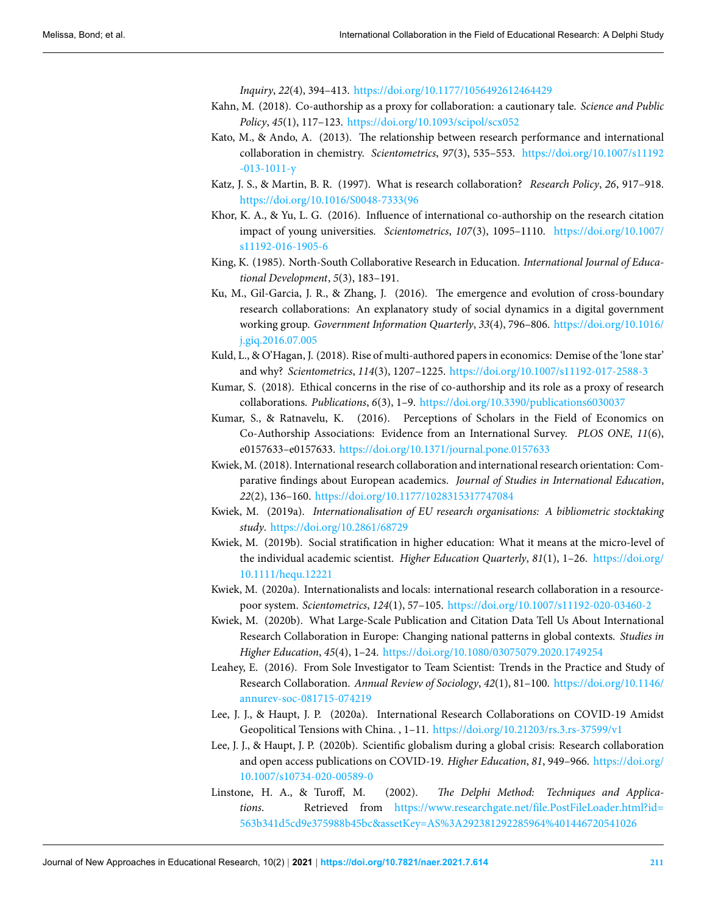*Inquiry*, *22*(4), 394–413. https://doi.org/10.1177/1056492612464429

Kahn, M. (2018). Co-authorship as a proxy for collaboration: a cautionary tale. *Science and Public Policy*, *45*(1), 117–123. https://doi.org/10.1093/scipol/scx052

Kato, M., & Ando, A. (2013). The relationship between research performance and international collaboration in chemistry. *Scientometrics*, *97*(3), 535–553. https://doi.org/10.1007/s11192-013-1011-y

Katz, J. S., & Martin, B. R. (1997). What is research collaboration? *Research Policy*, *26*, 917–918. https://doi.org/10.1016/S0048-7333(96

Khor, K. A., & Yu, L. G. (2016). Influence of international co-authorship on the research citation impact of young universities. *Scientometrics*, *107*(3), 1095–1110. https://doi.org/10.1007/s11192-016-1905-6

King, K. (1985). North-South Collaborative Research in Education. *International Journal of Educational Development*, *5*(3), 183–191.

Ku, M., Gil-Garcia, J. R., & Zhang, J. (2016). The emergence and evolution of cross-boundary research collaborations: An explanatory study of social dynamics in a digital government working group. *Government Information Quarterly*, *33*(4), 796–806. https://doi.org/10.1016/j.giq.2016.07.005

Kuld, L., & O'Hagan, J. (2018). Rise of multi-authored papers in economics: Demise of the 'lone star' and why? *Scientometrics*, *114*(3), 1207–1225. https://doi.org/10.1007/s11192-017-2588-3

Kumar, S. (2018). Ethical concerns in the rise of co-authorship and its role as a proxy of research collaborations. *Publications*, *6*(3), 1–9. https://doi.org/10.3390/publications6030037

Kumar, S., & Ratnavelu, K. (2016). Perceptions of Scholars in the Field of Economics on Co-Authorship Associations: Evidence from an International Survey. *PLOS ONE*, *11*(6), e0157633–e0157633. https://doi.org/10.1371/journal.pone.0157633

Kwiek, M. (2018). International research collaboration and international research orientation: Comparative findings about European academics. *Journal of Studies in International Education*, *22*(2), 136–160. https://doi.org/10.1177/1028315317747084

Kwiek, M. (2019a). *Internationalisation of EU research organisations: A bibliometric stocktaking study*. https://doi.org/10.2861/68729

Kwiek, M. (2019b). Social stratification in higher education: What it means at the micro-level of the individual academic scientist. *Higher Education Quarterly*, *81*(1), 1–26. https://doi.org/10.1111/hequ.12221

Kwiek, M. (2020a). Internationalists and locals: international research collaboration in a resource-poor system. *Scientometrics*, *124*(1), 57–105. https://doi.org/10.1007/s11192-020-03460-2

Kwiek, M. (2020b). What Large-Scale Publication and Citation Data Tell Us About International Research Collaboration in Europe: Changing national patterns in global contexts. *Studies in Higher Education*, *45*(4), 1–24. https://doi.org/10.1080/03075079.2020.1749254

Leahey, E. (2016). From Sole Investigator to Team Scientist: Trends in the Practice and Study of Research Collaboration. *Annual Review of Sociology*, *42*(1), 81–100. https://doi.org/10.1146/annurev-soc-081715-074219

Lee, J. J., & Haupt, J. P. (2020a). International Research Collaborations on COVID-19 Amidst Geopolitical Tensions with China. , 1–11. https://doi.org/10.21203/rs.3.rs-37599/v1

Lee, J. J., & Haupt, J. P. (2020b). Scientific globalism during a global crisis: Research collaboration and open access publications on COVID-19. *Higher Education*, *81*, 949–966. https://doi.org/10.1007/s10734-020-00589-0

Linstone, H. A., & Turoff, M. (2002). *The Delphi Method: Techniques and Applications*. Retrieved from https://www.researchgate.net/file.PostFileLoader.html?id=563b341d5cd9e375988b45bc&assetKey=AS%3A292381292285964%401446720541026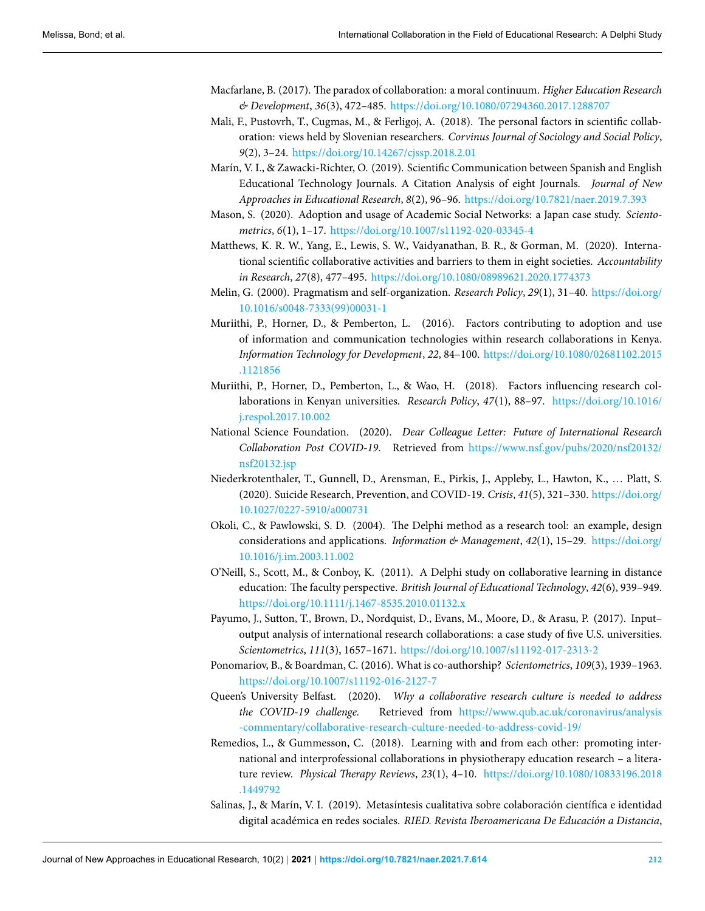Macfarlane, B. (2017). The paradox of collaboration: a moral continuum. *Higher Education Research & Development*, *36*(3), 472–485. https://doi.org/10.1080/07294360.2017.1288707

Mali, F., Pustovrh, T., Cugmas, M., & Ferligoj, A. (2018). The personal factors in scientific collaboration: views held by Slovenian researchers. *Corvinus Journal of Sociology and Social Policy*, *9*(2), 3–24. https://doi.org/10.14267/cjssp.2018.2.01

Marín, V. I., & Zawacki-Richter, O. (2019). Scientific Communication between Spanish and English Educational Technology Journals. A Citation Analysis of eight Journals. *Journal of New Approaches in Educational Research*, *8*(2), 96–96. https://doi.org/10.7821/naer.2019.7.393

Mason, S. (2020). Adoption and usage of Academic Social Networks: a Japan case study. *Scientometrics*, *6*(1), 1–17. https://doi.org/10.1007/s11192-020-03345-4

Matthews, K. R. W., Yang, E., Lewis, S. W., Vaidyanathan, B. R., & Gorman, M. (2020). International scientific collaborative activities and barriers to them in eight societies. *Accountability in Research*, *27*(8), 477–495. https://doi.org/10.1080/08989621.2020.1774373

Melin, G. (2000). Pragmatism and self-organization. *Research Policy*, *29*(1), 31–40. https://doi.org/10.1016/s0048-7333(99)00031-1

Muriithi, P., Horner, D., & Pemberton, L. (2016). Factors contributing to adoption and use of information and communication technologies within research collaborations in Kenya. *Information Technology for Development*, *22*, 84–100. https://doi.org/10.1080/02681102.2015.1121856

Muriithi, P., Horner, D., Pemberton, L., & Wao, H. (2018). Factors influencing research collaborations in Kenyan universities. *Research Policy*, *47*(1), 88–97. https://doi.org/10.1016/j.respol.2017.10.002

National Science Foundation. (2020). *Dear Colleague Letter: Future of International Research Collaboration Post COVID-19.* Retrieved from https://www.nsf.gov/pubs/2020/nsf20132/nsf20132.jsp

Niederkrotenthaler, T., Gunnell, D., Arensman, E., Pirkis, J., Appleby, L., Hawton, K., … Platt, S. (2020). Suicide Research, Prevention, and COVID-19. *Crisis*, *41*(5), 321–330. https://doi.org/10.1027/0227-5910/a000731

Okoli, C., & Pawlowski, S. D. (2004). The Delphi method as a research tool: an example, design considerations and applications. *Information & Management*, *42*(1), 15–29. https://doi.org/10.1016/j.im.2003.11.002

O'Neill, S., Scott, M., & Conboy, K. (2011). A Delphi study on collaborative learning in distance education: The faculty perspective. *British Journal of Educational Technology*, *42*(6), 939–949. https://doi.org/10.1111/j.1467-8535.2010.01132.x

Payumo, J., Sutton, T., Brown, D., Nordquist, D., Evans, M., Moore, D., & Arasu, P. (2017). Input–output analysis of international research collaborations: a case study of five U.S. universities. *Scientometrics*, *111*(3), 1657–1671. https://doi.org/10.1007/s11192-017-2313-2

Ponomariov, B., & Boardman, C. (2016). What is co-authorship? *Scientometrics*, *109*(3), 1939–1963. https://doi.org/10.1007/s11192-016-2127-7

Queen's University Belfast. (2020). *Why a collaborative research culture is needed to address the COVID-19 challenge.* Retrieved from https://www.qub.ac.uk/coronavirus/analysis-commentary/collaborative-research-culture-needed-to-address-covid-19/

Remedios, L., & Gummesson, C. (2018). Learning with and from each other: promoting international and interprofessional collaborations in physiotherapy education research – a literature review. *Physical Therapy Reviews*, *23*(1), 4–10. https://doi.org/10.1080/10833196.2018.1449792

Salinas, J., & Marín, V. I. (2019). Metasíntesis cualitativa sobre colaboración científica e identidad digital académica en redes sociales. *RIED. Revista Iberoamericana De Educación a Distancia*,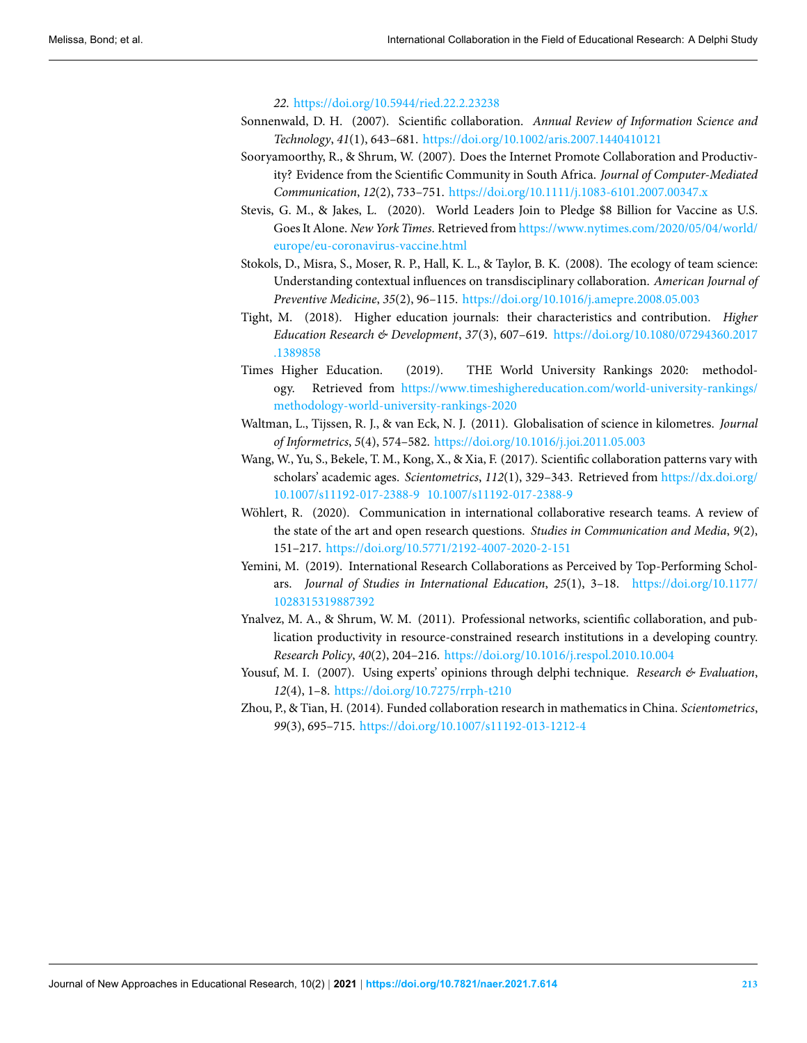*22*. https://doi.org/10.5944/ried.22.2.23238

Sonnenwald, D. H. (2007). Scientific collaboration. *Annual Review of Information Science and Technology*, *41*(1), 643–681. https://doi.org/10.1002/aris.2007.1440410121

Sooryamoorthy, R., & Shrum, W. (2007). Does the Internet Promote Collaboration and Productivity? Evidence from the Scientific Community in South Africa. *Journal of Computer-Mediated Communication*, *12*(2), 733–751. https://doi.org/10.1111/j.1083-6101.2007.00347.x

Stevis, G. M., & Jakes, L. (2020). World Leaders Join to Pledge $8 Billion for Vaccine as U.S. Goes It Alone. *New York Times*. Retrieved from https://www.nytimes.com/2020/05/04/world/europe/eu-coronavirus-vaccine.html

Stokols, D., Misra, S., Moser, R. P., Hall, K. L., & Taylor, B. K. (2008). The ecology of team science: Understanding contextual influences on transdisciplinary collaboration. *American Journal of Preventive Medicine*, *35*(2), 96–115. https://doi.org/10.1016/j.amepre.2008.05.003

Tight, M. (2018). Higher education journals: their characteristics and contribution. *Higher Education Research & Development*, *37*(3), 607–619. https://doi.org/10.1080/07294360.2017.1389858

Times Higher Education. (2019). THE World University Rankings 2020: methodology. Retrieved from https://www.timeshighereducation.com/world-university-rankings/methodology-world-university-rankings-2020

Waltman, L., Tijssen, R. J., & van Eck, N. J. (2011). Globalisation of science in kilometres. *Journal of Informetrics*, *5*(4), 574–582. https://doi.org/10.1016/j.joi.2011.05.003

Wang, W., Yu, S., Bekele, T. M., Kong, X., & Xia, F. (2017). Scientific collaboration patterns vary with scholars' academic ages. *Scientometrics*, *112*(1), 329–343. Retrieved from https://dx.doi.org/10.1007/s11192-017-2388-9 10.1007/s11192-017-2388-9

Wöhlert, R. (2020). Communication in international collaborative research teams. A review of the state of the art and open research questions. *Studies in Communication and Media*, *9*(2), 151–217. https://doi.org/10.5771/2192-4007-2020-2-151

Yemini, M. (2019). International Research Collaborations as Perceived by Top-Performing Scholars. *Journal of Studies in International Education*, *25*(1), 3–18. https://doi.org/10.1177/1028315319887392

Ynalvez, M. A., & Shrum, W. M. (2011). Professional networks, scientific collaboration, and publication productivity in resource-constrained research institutions in a developing country. *Research Policy*, *40*(2), 204–216. https://doi.org/10.1016/j.respol.2010.10.004

Yousuf, M. I. (2007). Using experts' opinions through delphi technique. *Research & Evaluation*, *12*(4), 1–8. https://doi.org/10.7275/rrph-t210

Zhou, P., & Tian, H. (2014). Funded collaboration research in mathematics in China. *Scientometrics*, *99*(3), 695–715. https://doi.org/10.1007/s11192-013-1212-4